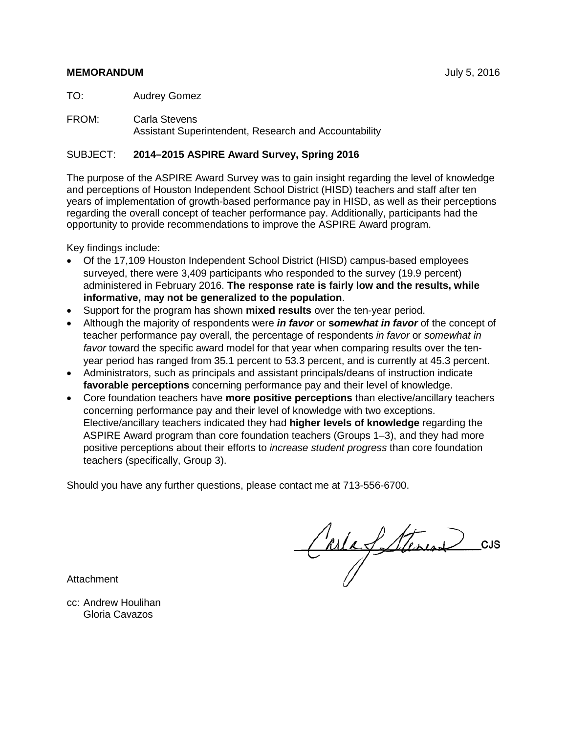**MEMORANDUM** July 5, 2016

TO: Audrey Gomez

FROM: Carla Stevens
Assistant Superintendent, Research and Accountability

SUBJECT: **2014–2015 ASPIRE Award Survey, Spring 2016**

The purpose of the ASPIRE Award Survey was to gain insight regarding the level of knowledge and perceptions of Houston Independent School District (HISD) teachers and staff after ten years of implementation of growth-based performance pay in HISD, as well as their perceptions regarding the overall concept of teacher performance pay. Additionally, participants had the opportunity to provide recommendations to improve the ASPIRE Award program.

Key findings include:

- Of the 17,109 Houston Independent School District (HISD) campus-based employees surveyed, there were 3,409 participants who responded to the survey (19.9 percent) administered in February 2016. **The response rate is fairly low and the results, while informative, may not be generalized to the population**.
- Support for the program has shown **mixed results** over the ten-year period.
- Although the majority of respondents were ***in favor*** or **s*omewhat in favor*** of the concept of teacher performance pay overall, the percentage of respondents *in favor* or *somewhat in favor* toward the specific award model for that year when comparing results over the ten-year period has ranged from 35.1 percent to 53.3 percent, and is currently at 45.3 percent.
- Administrators, such as principals and assistant principals/deans of instruction indicate **favorable perceptions** concerning performance pay and their level of knowledge.
- Core foundation teachers have **more positive perceptions** than elective/ancillary teachers concerning performance pay and their level of knowledge with two exceptions. Elective/ancillary teachers indicated they had **higher levels of knowledge** regarding the ASPIRE Award program than core foundation teachers (Groups 1–3), and they had more positive perceptions about their efforts to *increase student progress* than core foundation teachers (specifically, Group 3).

Should you have any further questions, please contact me at 713-556-6700.

CJS

Attachment

cc: Andrew Houlihan
Gloria Cavazos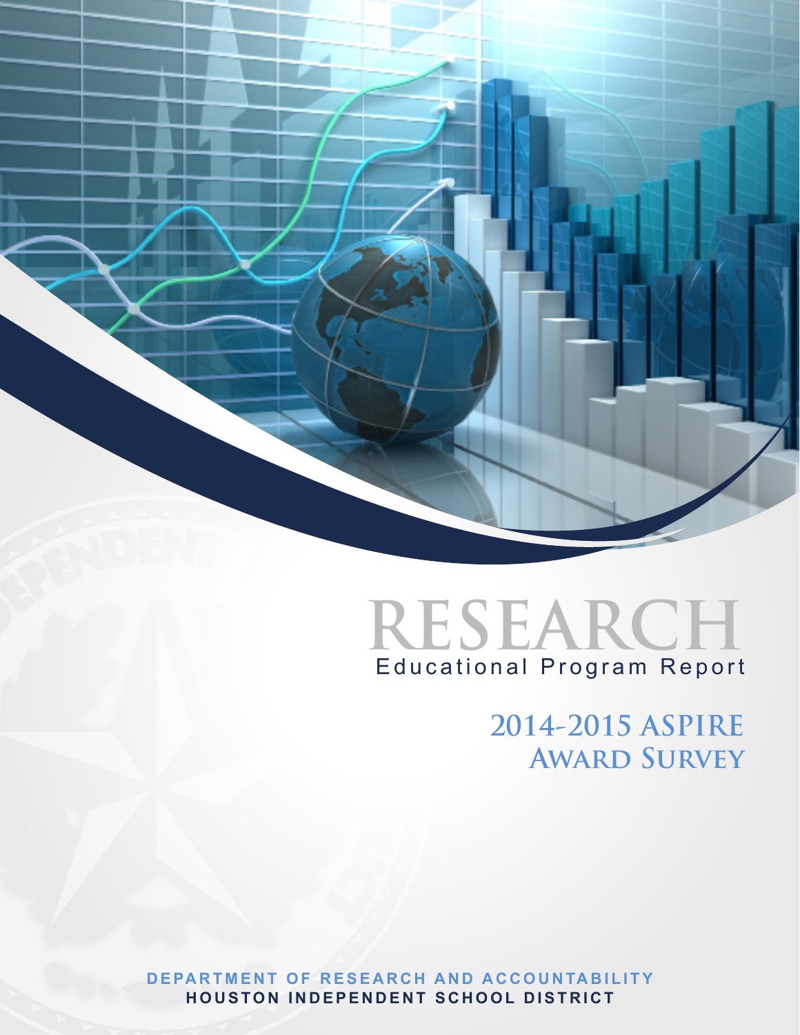# RESEARCH

Educational Program Report

## 2014-2015 ASPIRE Award Survey

DEPARTMENT OF RESEARCH AND ACCOUNTABILITY

HOUSTON INDEPENDENT SCHOOL DISTRICT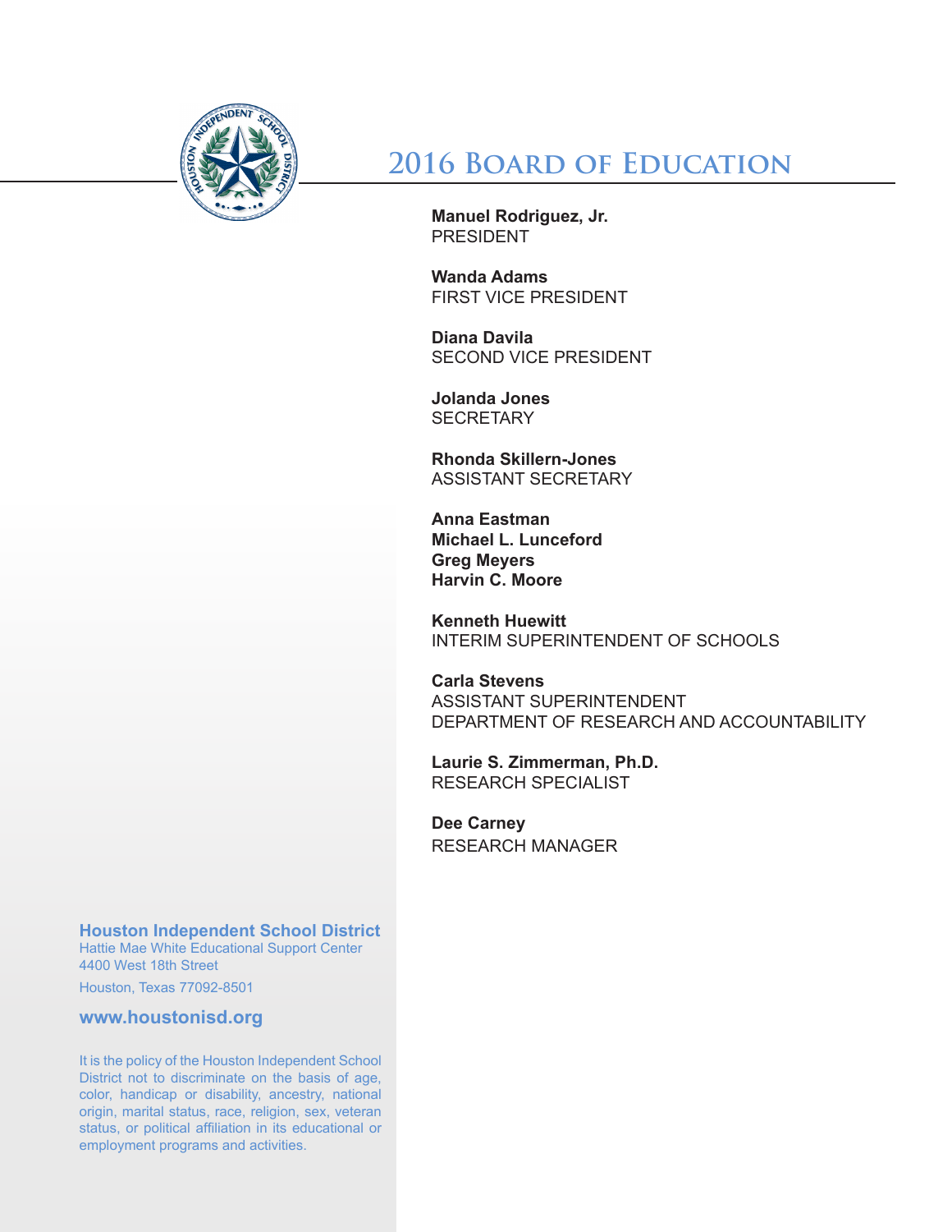# 2016 Board of Education

**Manuel Rodriguez, Jr.**
PRESIDENT

**Wanda Adams**
FIRST VICE PRESIDENT

**Diana Davila**
SECOND VICE PRESIDENT

**Jolanda Jones**
SECRETARY

**Rhonda Skillern-Jones**
ASSISTANT SECRETARY

**Anna Eastman**
**Michael L. Lunceford**
**Greg Meyers**
**Harvin C. Moore**

**Kenneth Huewitt**
INTERIM SUPERINTENDENT OF SCHOOLS

**Carla Stevens**
ASSISTANT SUPERINTENDENT
DEPARTMENT OF RESEARCH AND ACCOUNTABILITY

**Laurie S. Zimmerman, Ph.D.**
RESEARCH SPECIALIST

**Dee Carney**
RESEARCH MANAGER

**Houston Independent School District**
Hattie Mae White Educational Support Center
4400 West 18th Street
Houston, Texas 77092-8501

**www.houstonisd.org**

It is the policy of the Houston Independent School District not to discriminate on the basis of age, color, handicap or disability, ancestry, national origin, marital status, race, religion, sex, veteran status, or political affiliation in its educational or employment programs and activities.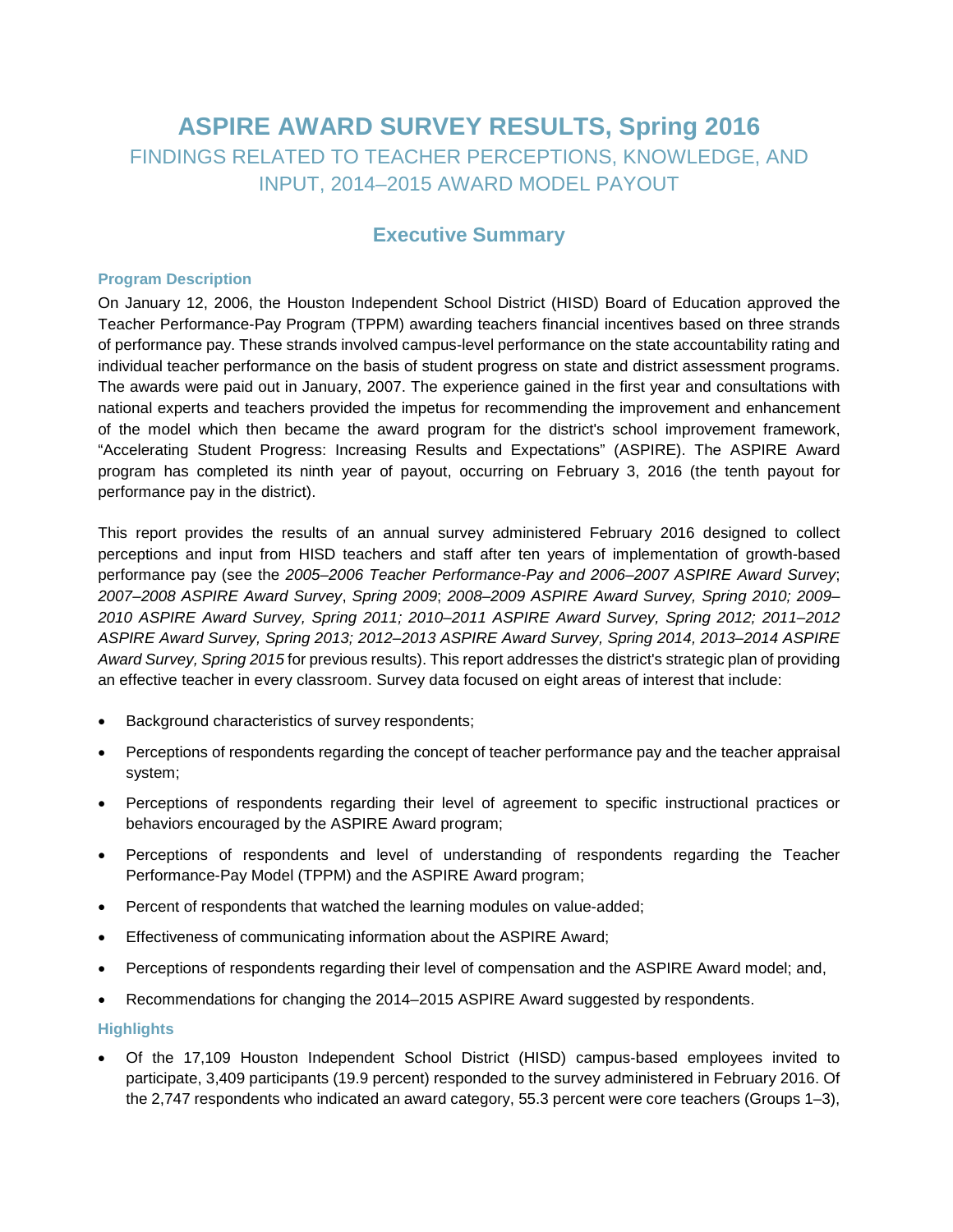# ASPIRE AWARD SURVEY RESULTS, Spring 2016

## FINDINGS RELATED TO TEACHER PERCEPTIONS, KNOWLEDGE, AND INPUT, 2014–2015 AWARD MODEL PAYOUT

## Executive Summary

### Program Description

On January 12, 2006, the Houston Independent School District (HISD) Board of Education approved the Teacher Performance-Pay Program (TPPM) awarding teachers financial incentives based on three strands of performance pay. These strands involved campus-level performance on the state accountability rating and individual teacher performance on the basis of student progress on state and district assessment programs. The awards were paid out in January, 2007. The experience gained in the first year and consultations with national experts and teachers provided the impetus for recommending the improvement and enhancement of the model which then became the award program for the district's school improvement framework, "Accelerating Student Progress: Increasing Results and Expectations" (ASPIRE). The ASPIRE Award program has completed its ninth year of payout, occurring on February 3, 2016 (the tenth payout for performance pay in the district).

This report provides the results of an annual survey administered February 2016 designed to collect perceptions and input from HISD teachers and staff after ten years of implementation of growth-based performance pay (see the *2005–2006 Teacher Performance-Pay and 2006–2007 ASPIRE Award Survey*; *2007–2008 ASPIRE Award Survey*, *Spring 2009*; *2008–2009 ASPIRE Award Survey, Spring 2010; 2009–2010 ASPIRE Award Survey, Spring 2011; 2010–2011 ASPIRE Award Survey, Spring 2012; 2011–2012 ASPIRE Award Survey, Spring 2013; 2012–2013 ASPIRE Award Survey, Spring 2014, 2013–2014 ASPIRE Award Survey, Spring 2015* for previous results). This report addresses the district's strategic plan of providing an effective teacher in every classroom. Survey data focused on eight areas of interest that include:

- Background characteristics of survey respondents;
- Perceptions of respondents regarding the concept of teacher performance pay and the teacher appraisal system;
- Perceptions of respondents regarding their level of agreement to specific instructional practices or behaviors encouraged by the ASPIRE Award program;
- Perceptions of respondents and level of understanding of respondents regarding the Teacher Performance-Pay Model (TPPM) and the ASPIRE Award program;
- Percent of respondents that watched the learning modules on value-added;
- Effectiveness of communicating information about the ASPIRE Award;
- Perceptions of respondents regarding their level of compensation and the ASPIRE Award model; and,
- Recommendations for changing the 2014–2015 ASPIRE Award suggested by respondents.

### Highlights

- Of the 17,109 Houston Independent School District (HISD) campus-based employees invited to participate, 3,409 participants (19.9 percent) responded to the survey administered in February 2016. Of the 2,747 respondents who indicated an award category, 55.3 percent were core teachers (Groups 1–3),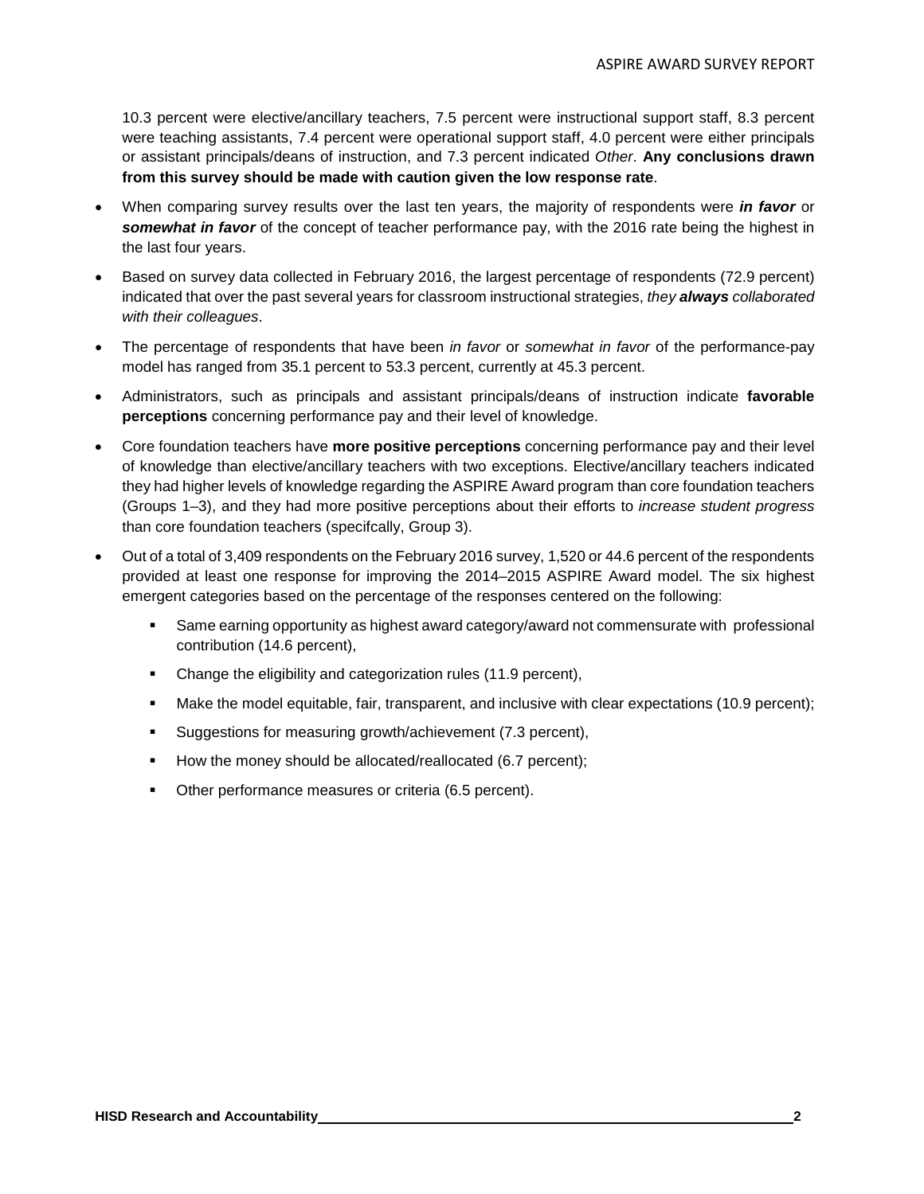10.3 percent were elective/ancillary teachers, 7.5 percent were instructional support staff, 8.3 percent were teaching assistants, 7.4 percent were operational support staff, 4.0 percent were either principals or assistant principals/deans of instruction, and 7.3 percent indicated *Other*. **Any conclusions drawn from this survey should be made with caution given the low response rate**.

- When comparing survey results over the last ten years, the majority of respondents were ***in favor*** or ***somewhat in favor*** of the concept of teacher performance pay, with the 2016 rate being the highest in the last four years.
- Based on survey data collected in February 2016, the largest percentage of respondents (72.9 percent) indicated that over the past several years for classroom instructional strategies, *they **always** collaborated with their colleagues*.
- The percentage of respondents that have been *in favor* or *somewhat in favor* of the performance-pay model has ranged from 35.1 percent to 53.3 percent, currently at 45.3 percent.
- Administrators, such as principals and assistant principals/deans of instruction indicate **favorable perceptions** concerning performance pay and their level of knowledge.
- Core foundation teachers have **more positive perceptions** concerning performance pay and their level of knowledge than elective/ancillary teachers with two exceptions. Elective/ancillary teachers indicated they had higher levels of knowledge regarding the ASPIRE Award program than core foundation teachers (Groups 1–3), and they had more positive perceptions about their efforts to *increase student progress* than core foundation teachers (specifcally, Group 3).
- Out of a total of 3,409 respondents on the February 2016 survey, 1,520 or 44.6 percent of the respondents provided at least one response for improving the 2014–2015 ASPIRE Award model. The six highest emergent categories based on the percentage of the responses centered on the following:
  - Same earning opportunity as highest award category/award not commensurate with professional contribution (14.6 percent),
  - Change the eligibility and categorization rules (11.9 percent),
  - Make the model equitable, fair, transparent, and inclusive with clear expectations (10.9 percent);
  - Suggestions for measuring growth/achievement (7.3 percent),
  - How the money should be allocated/reallocated (6.7 percent);
  - Other performance measures or criteria (6.5 percent).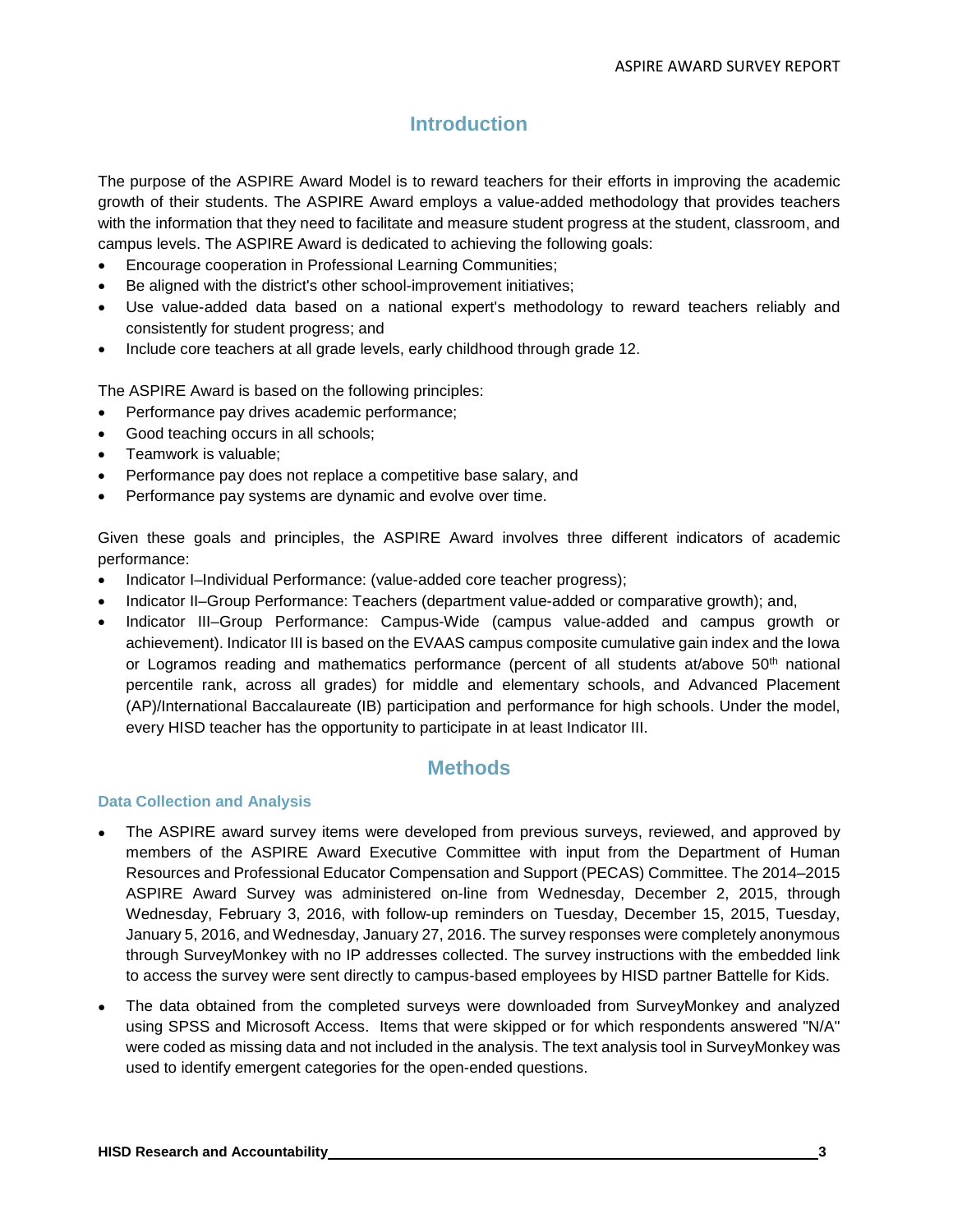## Introduction

The purpose of the ASPIRE Award Model is to reward teachers for their efforts in improving the academic growth of their students. The ASPIRE Award employs a value-added methodology that provides teachers with the information that they need to facilitate and measure student progress at the student, classroom, and campus levels. The ASPIRE Award is dedicated to achieving the following goals:

- Encourage cooperation in Professional Learning Communities;
- Be aligned with the district's other school-improvement initiatives;
- Use value-added data based on a national expert's methodology to reward teachers reliably and consistently for student progress; and
- Include core teachers at all grade levels, early childhood through grade 12.

The ASPIRE Award is based on the following principles:

- Performance pay drives academic performance;
- Good teaching occurs in all schools;
- Teamwork is valuable;
- Performance pay does not replace a competitive base salary, and
- Performance pay systems are dynamic and evolve over time.

Given these goals and principles, the ASPIRE Award involves three different indicators of academic performance:

- Indicator I–Individual Performance: (value-added core teacher progress);
- Indicator II–Group Performance: Teachers (department value-added or comparative growth); and,
- Indicator III–Group Performance: Campus-Wide (campus value-added and campus growth or achievement). Indicator III is based on the EVAAS campus composite cumulative gain index and the Iowa or Logramos reading and mathematics performance (percent of all students at/above 50th national percentile rank, across all grades) for middle and elementary schools, and Advanced Placement (AP)/International Baccalaureate (IB) participation and performance for high schools. Under the model, every HISD teacher has the opportunity to participate in at least Indicator III.

## Methods

### Data Collection and Analysis

- The ASPIRE award survey items were developed from previous surveys, reviewed, and approved by members of the ASPIRE Award Executive Committee with input from the Department of Human Resources and Professional Educator Compensation and Support (PECAS) Committee. The 2014–2015 ASPIRE Award Survey was administered on-line from Wednesday, December 2, 2015, through Wednesday, February 3, 2016, with follow-up reminders on Tuesday, December 15, 2015, Tuesday, January 5, 2016, and Wednesday, January 27, 2016. The survey responses were completely anonymous through SurveyMonkey with no IP addresses collected. The survey instructions with the embedded link to access the survey were sent directly to campus-based employees by HISD partner Battelle for Kids.
- The data obtained from the completed surveys were downloaded from SurveyMonkey and analyzed using SPSS and Microsoft Access. Items that were skipped or for which respondents answered "N/A" were coded as missing data and not included in the analysis. The text analysis tool in SurveyMonkey was used to identify emergent categories for the open-ended questions.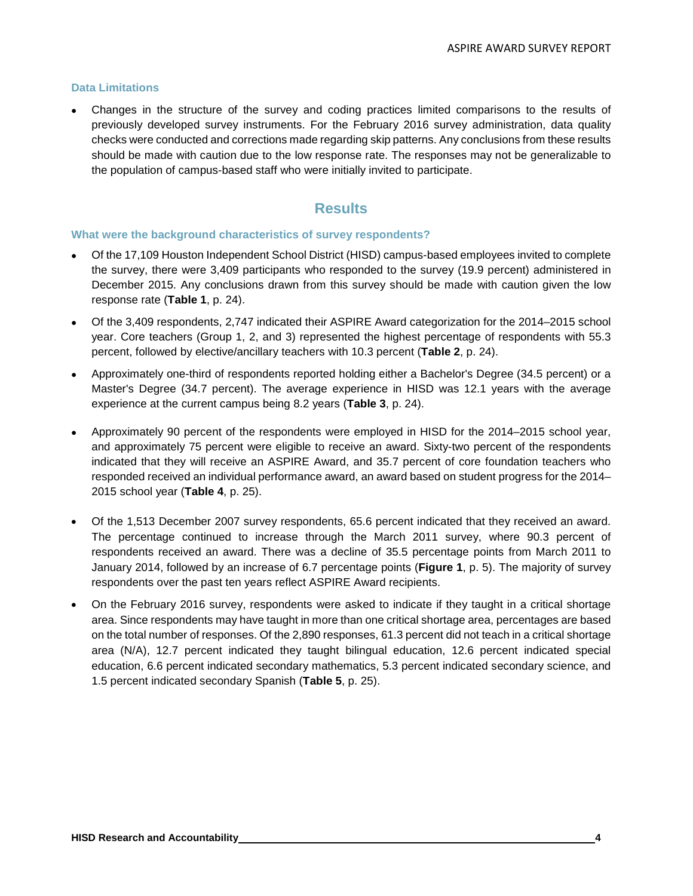### Data Limitations

- Changes in the structure of the survey and coding practices limited comparisons to the results of previously developed survey instruments. For the February 2016 survey administration, data quality checks were conducted and corrections made regarding skip patterns. Any conclusions from these results should be made with caution due to the low response rate. The responses may not be generalizable to the population of campus-based staff who were initially invited to participate.

## Results

### What were the background characteristics of survey respondents?

- Of the 17,109 Houston Independent School District (HISD) campus-based employees invited to complete the survey, there were 3,409 participants who responded to the survey (19.9 percent) administered in December 2015. Any conclusions drawn from this survey should be made with caution given the low response rate (**Table 1**, p. 24).
- Of the 3,409 respondents, 2,747 indicated their ASPIRE Award categorization for the 2014–2015 school year. Core teachers (Group 1, 2, and 3) represented the highest percentage of respondents with 55.3 percent, followed by elective/ancillary teachers with 10.3 percent (**Table 2**, p. 24).
- Approximately one-third of respondents reported holding either a Bachelor's Degree (34.5 percent) or a Master's Degree (34.7 percent). The average experience in HISD was 12.1 years with the average experience at the current campus being 8.2 years (**Table 3**, p. 24).
- Approximately 90 percent of the respondents were employed in HISD for the 2014–2015 school year, and approximately 75 percent were eligible to receive an award. Sixty-two percent of the respondents indicated that they will receive an ASPIRE Award, and 35.7 percent of core foundation teachers who responded received an individual performance award, an award based on student progress for the 2014–2015 school year (**Table 4**, p. 25).
- Of the 1,513 December 2007 survey respondents, 65.6 percent indicated that they received an award. The percentage continued to increase through the March 2011 survey, where 90.3 percent of respondents received an award. There was a decline of 35.5 percentage points from March 2011 to January 2014, followed by an increase of 6.7 percentage points (**Figure 1**, p. 5). The majority of survey respondents over the past ten years reflect ASPIRE Award recipients.
- On the February 2016 survey, respondents were asked to indicate if they taught in a critical shortage area. Since respondents may have taught in more than one critical shortage area, percentages are based on the total number of responses. Of the 2,890 responses, 61.3 percent did not teach in a critical shortage area (N/A), 12.7 percent indicated they taught bilingual education, 12.6 percent indicated special education, 6.6 percent indicated secondary mathematics, 5.3 percent indicated secondary science, and 1.5 percent indicated secondary Spanish (**Table 5**, p. 25).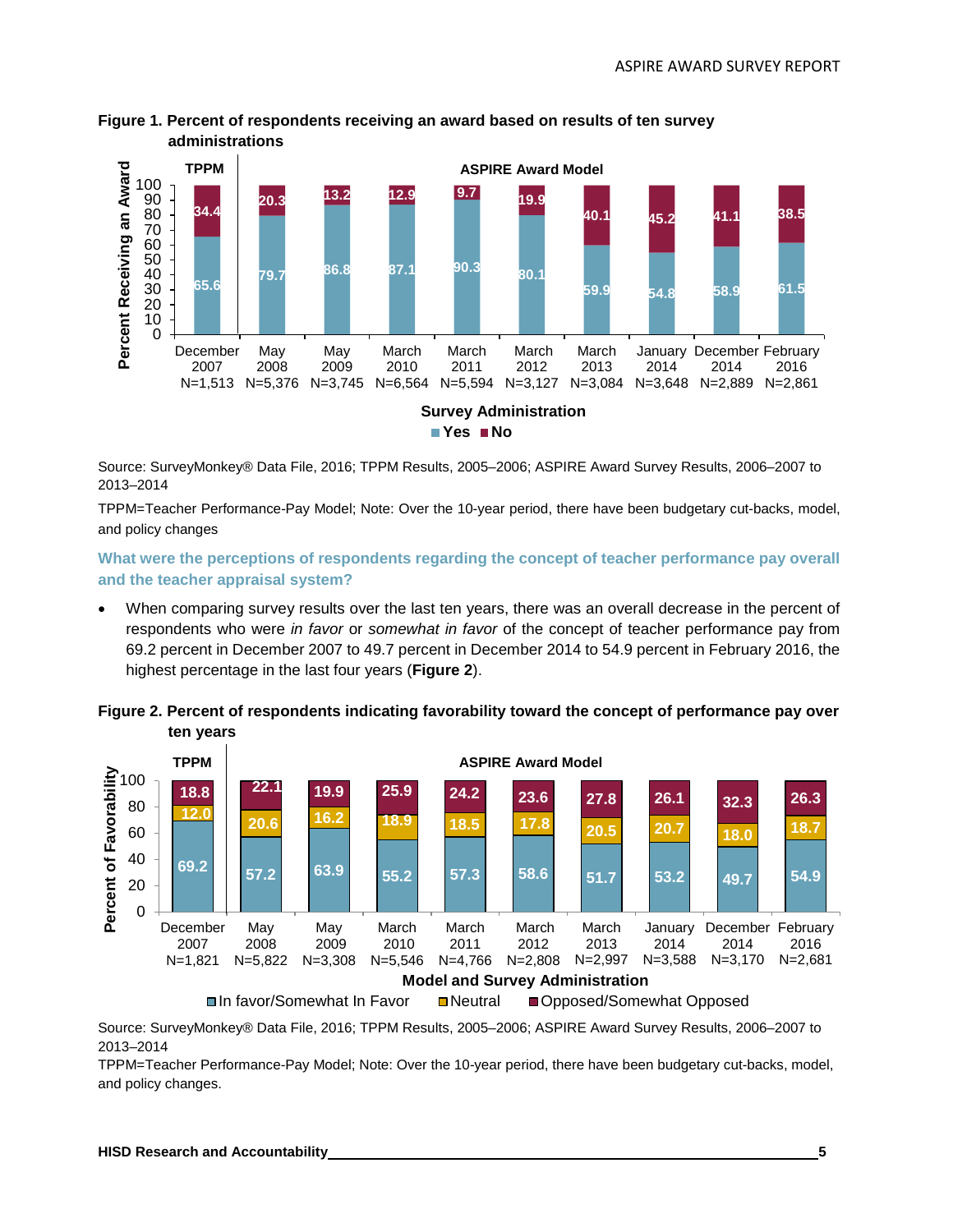**Figure 1. Percent of respondents receiving an award based on results of ten survey administrations**

| Survey Administration | Model | N | Yes | No |
|---|---|---|---|---|
| December 2007 | TPPM | N=1,513 | 65.6 | 34.4 |
| May 2008 | ASPIRE Award Model | N=5,376 | 79.7 | 20.3 |
| May 2009 | ASPIRE Award Model | N=3,745 | 86.8 | 13.2 |
| March 2010 | ASPIRE Award Model | N=6,564 | 87.1 | 12.9 |
| March 2011 | ASPIRE Award Model | N=5,594 | 90.3 | 9.7 |
| March 2012 | ASPIRE Award Model | N=3,127 | 80.1 | 19.9 |
| March 2013 | ASPIRE Award Model | N=3,084 | 59.9 | 40.1 |
| January 2014 | ASPIRE Award Model | N=3,648 | 54.8 | 45.2 |
| December 2014 | ASPIRE Award Model | N=2,889 | 58.9 | 41.1 |
| February 2016 | ASPIRE Award Model | N=2,861 | 61.5 | 38.5 |

Source: SurveyMonkey® Data File, 2016; TPPM Results, 2005–2006; ASPIRE Award Survey Results, 2006–2007 to 2013–2014

TPPM=Teacher Performance-Pay Model; Note: Over the 10-year period, there have been budgetary cut-backs, model, and policy changes

### What were the perceptions of respondents regarding the concept of teacher performance pay overall and the teacher appraisal system?

- When comparing survey results over the last ten years, there was an overall decrease in the percent of respondents who were *in favor* or *somewhat in favor* of the concept of teacher performance pay from 69.2 percent in December 2007 to 49.7 percent in December 2014 to 54.9 percent in February 2016, the highest percentage in the last four years (**Figure 2**).

**Figure 2. Percent of respondents indicating favorability toward the concept of performance pay over ten years**

| Model and Survey Administration | Model | N | In favor/Somewhat In Favor | Neutral | Opposed/Somewhat Opposed |
|---|---|---|---|---|---|
| December 2007 | TPPM | N=1,821 | 69.2 | 12.0 | 18.8 |
| May 2008 | ASPIRE Award Model | N=5,822 | 57.2 | 20.6 | 22.1 |
| May 2009 | ASPIRE Award Model | N=3,308 | 63.9 | 16.2 | 19.9 |
| March 2010 | ASPIRE Award Model | N=5,546 | 55.2 | 18.9 | 25.9 |
| March 2011 | ASPIRE Award Model | N=4,766 | 57.3 | 18.5 | 24.2 |
| March 2012 | ASPIRE Award Model | N=2,808 | 58.6 | 17.8 | 23.6 |
| March 2013 | ASPIRE Award Model | N=2,997 | 51.7 | 20.5 | 27.8 |
| January 2014 | ASPIRE Award Model | N=3,588 | 53.2 | 20.7 | 26.1 |
| December 2014 | ASPIRE Award Model | N=3,170 | 49.7 | 18.0 | 32.3 |
| February 2016 | ASPIRE Award Model | N=2,681 | 54.9 | 18.7 | 26.3 |

Source: SurveyMonkey® Data File, 2016; TPPM Results, 2005–2006; ASPIRE Award Survey Results, 2006–2007 to 2013–2014

TPPM=Teacher Performance-Pay Model; Note: Over the 10-year period, there have been budgetary cut-backs, model, and policy changes.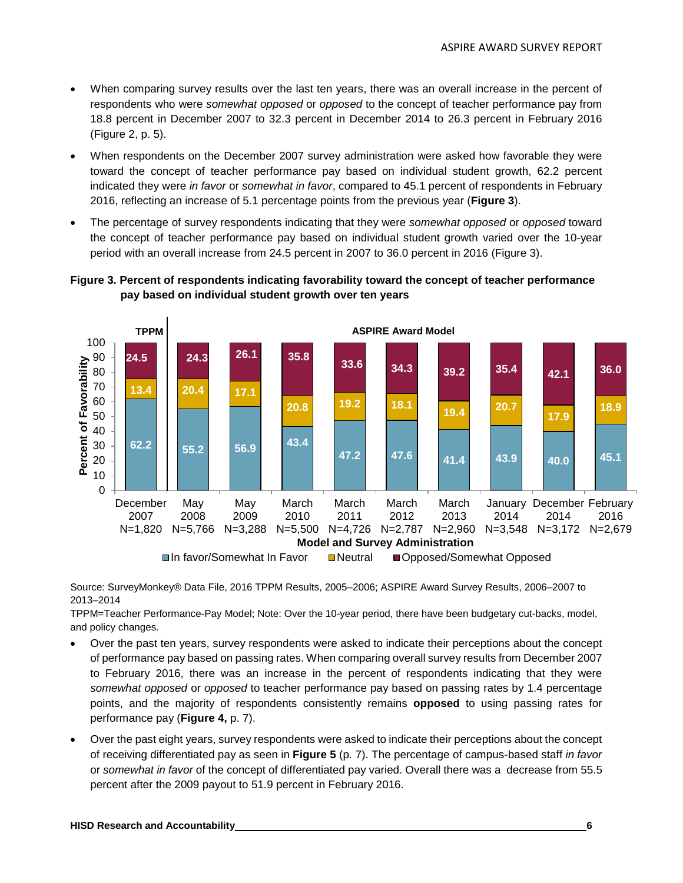- When comparing survey results over the last ten years, there was an overall increase in the percent of respondents who were *somewhat opposed* or *opposed* to the concept of teacher performance pay from 18.8 percent in December 2007 to 32.3 percent in December 2014 to 26.3 percent in February 2016 (Figure 2, p. 5).
- When respondents on the December 2007 survey administration were asked how favorable they were toward the concept of teacher performance pay based on individual student growth, 62.2 percent indicated they were *in favor* or *somewhat in favor*, compared to 45.1 percent of respondents in February 2016, reflecting an increase of 5.1 percentage points from the previous year (**Figure 3**).
- The percentage of survey respondents indicating that they were *somewhat opposed* or *opposed* toward the concept of teacher performance pay based on individual student growth varied over the 10-year period with an overall increase from 24.5 percent in 2007 to 36.0 percent in 2016 (Figure 3).

**Figure 3. Percent of respondents indicating favorability toward the concept of teacher performance pay based on individual student growth over ten years**

| Model | Survey Administration | In favor/Somewhat In Favor | Neutral | Opposed/Somewhat Opposed |
|---|---|---|---|---|
| TPPM | December 2007 N=1,820 | 62.2 | 13.4 | 24.5 |
| ASPIRE Award Model | May 2008 N=5,766 | 55.2 | 20.4 | 24.3 |
| ASPIRE Award Model | May 2009 N=3,288 | 56.9 | 17.1 | 26.1 |
| ASPIRE Award Model | March 2010 N=5,500 | 43.4 | 20.8 | 35.8 |
| ASPIRE Award Model | March 2011 N=4,726 | 47.2 | 19.2 | 33.6 |
| ASPIRE Award Model | March 2012 N=2,787 | 47.6 | 18.1 | 34.3 |
| ASPIRE Award Model | March 2013 N=2,960 | 41.4 | 19.4 | 39.2 |
| ASPIRE Award Model | January 2014 N=3,548 | 43.9 | 20.7 | 35.4 |
| ASPIRE Award Model | December 2014 N=3,172 | 40.0 | 17.9 | 42.1 |
| ASPIRE Award Model | February 2016 N=2,679 | 45.1 | 18.9 | 36.0 |

Source: SurveyMonkey® Data File, 2016 TPPM Results, 2005–2006; ASPIRE Award Survey Results, 2006–2007 to 2013–2014

TPPM=Teacher Performance-Pay Model; Note: Over the 10-year period, there have been budgetary cut-backs, model, and policy changes.

- Over the past ten years, survey respondents were asked to indicate their perceptions about the concept of performance pay based on passing rates. When comparing overall survey results from December 2007 to February 2016, there was an increase in the percent of respondents indicating that they were *somewhat opposed* or *opposed* to teacher performance pay based on passing rates by 1.4 percentage points, and the majority of respondents consistently remains **opposed** to using passing rates for performance pay (**Figure 4,** p. 7).
- Over the past eight years, survey respondents were asked to indicate their perceptions about the concept of receiving differentiated pay as seen in **Figure 5** (p. 7). The percentage of campus-based staff *in favor* or *somewhat in favor* of the concept of differentiated pay varied. Overall there was a decrease from 55.5 percent after the 2009 payout to 51.9 percent in February 2016.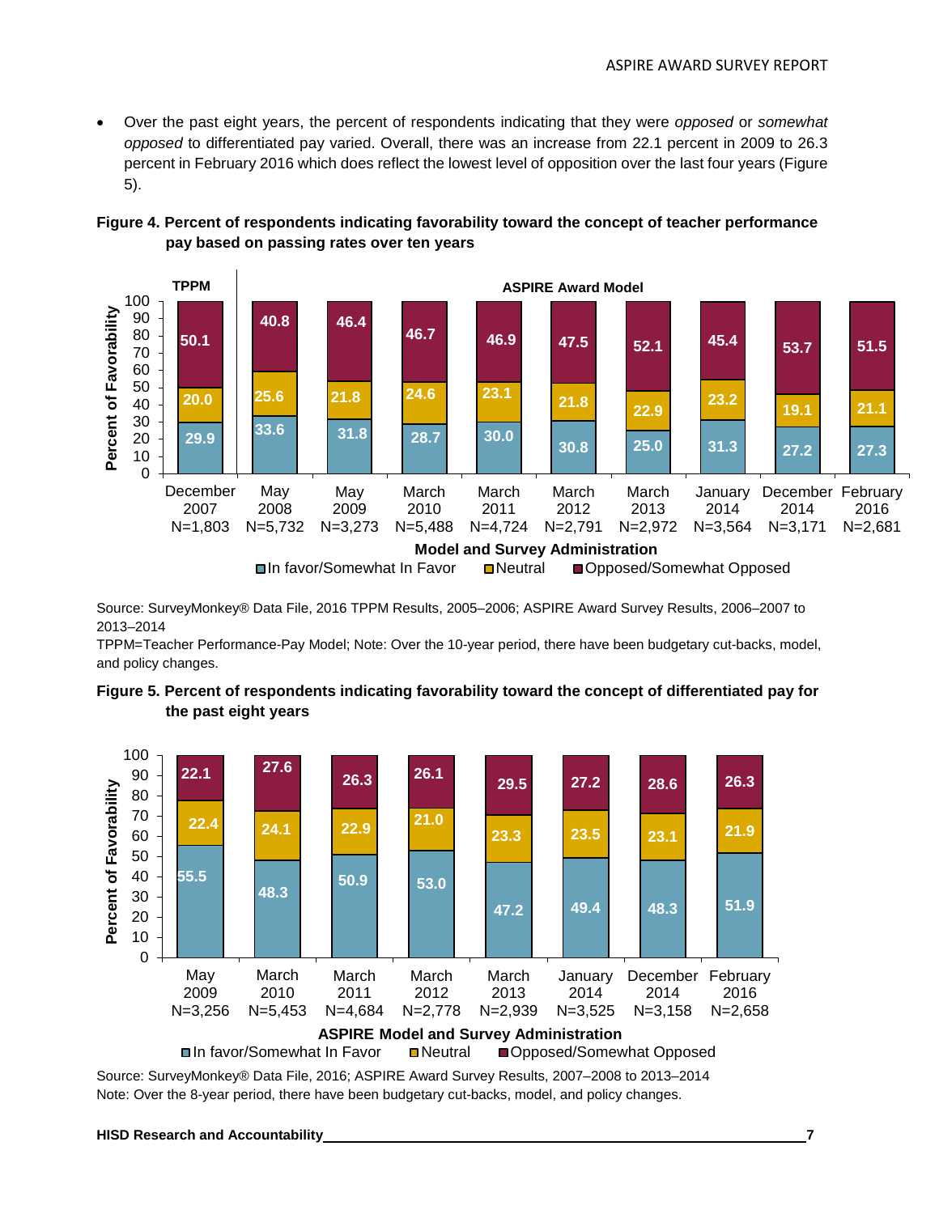- Over the past eight years, the percent of respondents indicating that they were *opposed* or *somewhat opposed* to differentiated pay varied. Overall, there was an increase from 22.1 percent in 2009 to 26.3 percent in February 2016 which does reflect the lowest level of opposition over the last four years (Figure 5).

**Figure 4. Percent of respondents indicating favorability toward the concept of teacher performance pay based on passing rates over ten years**

| Model | Survey Administration | N | In favor/Somewhat In Favor | Neutral | Opposed/Somewhat Opposed |
|---|---|---|---|---|---|
| TPPM | December 2007 | N=1,803 | 29.9 | 20.0 | 50.1 |
| ASPIRE Award Model | May 2008 | N=5,732 | 33.6 | 25.6 | 40.8 |
| ASPIRE Award Model | May 2009 | N=3,273 | 31.8 | 21.8 | 46.4 |
| ASPIRE Award Model | March 2010 | N=5,488 | 28.7 | 24.6 | 46.7 |
| ASPIRE Award Model | March 2011 | N=4,724 | 30.0 | 23.1 | 46.9 |
| ASPIRE Award Model | March 2012 | N=2,791 | 30.8 | 21.8 | 47.5 |
| ASPIRE Award Model | March 2013 | N=2,972 | 25.0 | 22.9 | 52.1 |
| ASPIRE Award Model | January 2014 | N=3,564 | 31.3 | 23.2 | 45.4 |
| ASPIRE Award Model | December 2014 | N=3,171 | 27.2 | 19.1 | 53.7 |
| ASPIRE Award Model | February 2016 | N=2,681 | 27.3 | 21.1 | 51.5 |

Source: SurveyMonkey® Data File, 2016 TPPM Results, 2005–2006; ASPIRE Award Survey Results, 2006–2007 to 2013–2014
TPPM=Teacher Performance-Pay Model; Note: Over the 10-year period, there have been budgetary cut-backs, model, and policy changes.

**Figure 5. Percent of respondents indicating favorability toward the concept of differentiated pay for the past eight years**

| Survey Administration | N | In favor/Somewhat In Favor | Neutral | Opposed/Somewhat Opposed |
|---|---|---|---|---|
| May 2009 | N=3,256 | 55.5 | 22.4 | 22.1 |
| March 2010 | N=5,453 | 48.3 | 24.1 | 27.6 |
| March 2011 | N=4,684 | 50.9 | 22.9 | 26.3 |
| March 2012 | N=2,778 | 53.0 | 21.0 | 26.1 |
| March 2013 | N=2,939 | 47.2 | 23.3 | 29.5 |
| January 2014 | N=3,525 | 49.4 | 23.5 | 27.2 |
| December 2014 | N=3,158 | 48.3 | 23.1 | 28.6 |
| February 2016 | N=2,658 | 51.9 | 21.9 | 26.3 |

Source: SurveyMonkey® Data File, 2016; ASPIRE Award Survey Results, 2007–2008 to 2013–2014
Note: Over the 8-year period, there have been budgetary cut-backs, model, and policy changes.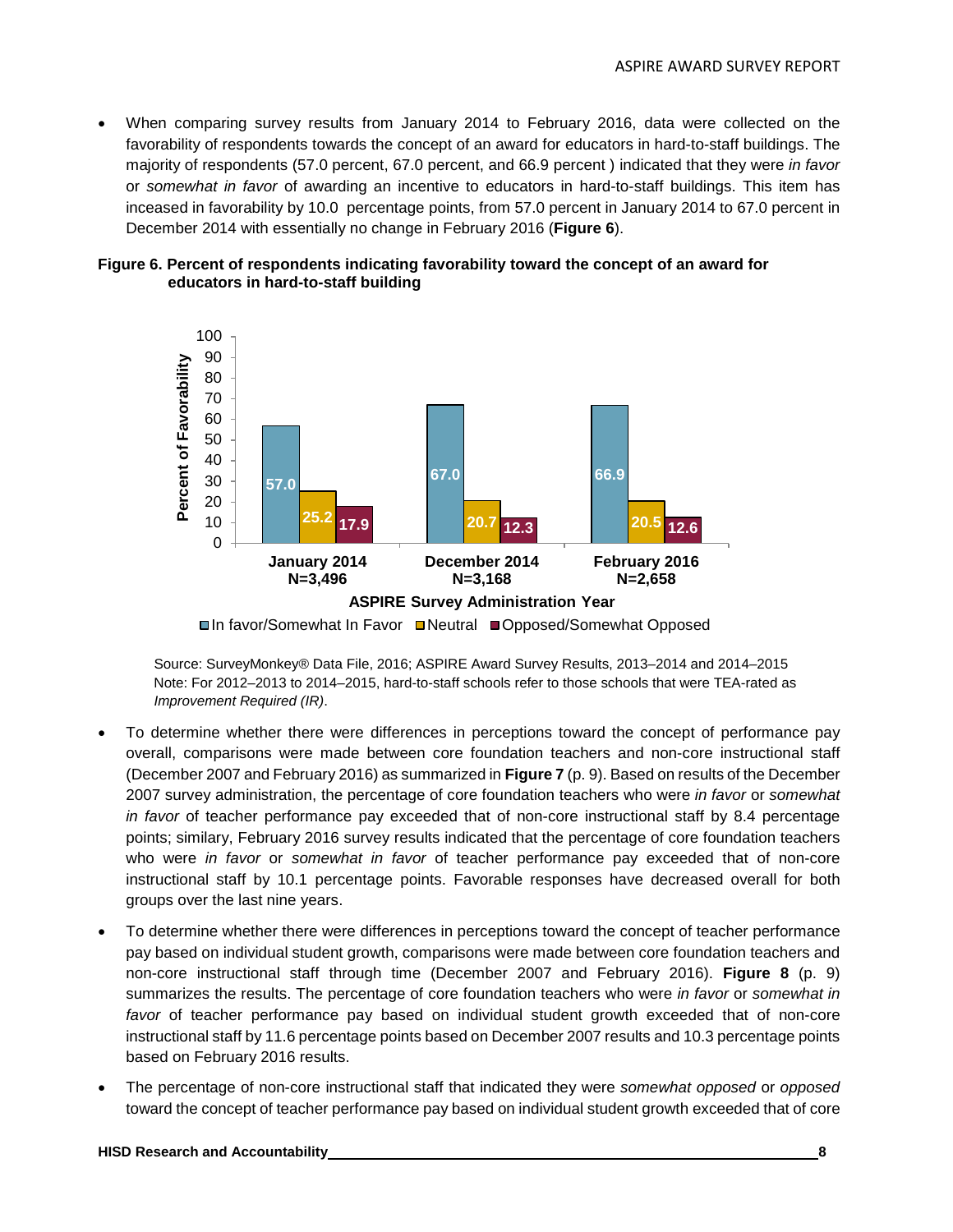- When comparing survey results from January 2014 to February 2016, data were collected on the favorability of respondents towards the concept of an award for educators in hard-to-staff buildings. The majority of respondents (57.0 percent, 67.0 percent, and 66.9 percent ) indicated that they were *in favor* or *somewhat in favor* of awarding an incentive to educators in hard-to-staff buildings. This item has inceased in favorability by 10.0 percentage points, from 57.0 percent in January 2014 to 67.0 percent in December 2014 with essentially no change in February 2016 (**Figure 6**).

**Figure 6. Percent of respondents indicating favorability toward the concept of an award for educators in hard-to-staff building**

| ASPIRE Survey Administration Year | In favor/Somewhat In Favor | Neutral | Opposed/Somewhat Opposed |
|---|---|---|---|
| January 2014 N=3,496 | 57.0 | 25.2 | 17.9 |
| December 2014 N=3,168 | 67.0 | 20.7 | 12.3 |
| February 2016 N=2,658 | 66.9 | 20.5 | 12.6 |

Source: SurveyMonkey® Data File, 2016; ASPIRE Award Survey Results, 2013–2014 and 2014–2015
Note: For 2012–2013 to 2014–2015, hard-to-staff schools refer to those schools that were TEA-rated as *Improvement Required (IR)*.

- To determine whether there were differences in perceptions toward the concept of performance pay overall, comparisons were made between core foundation teachers and non-core instructional staff (December 2007 and February 2016) as summarized in **Figure 7** (p. 9). Based on results of the December 2007 survey administration, the percentage of core foundation teachers who were *in favor* or *somewhat in favor* of teacher performance pay exceeded that of non-core instructional staff by 8.4 percentage points; similary, February 2016 survey results indicated that the percentage of core foundation teachers who were *in favor* or *somewhat in favor* of teacher performance pay exceeded that of non-core instructional staff by 10.1 percentage points. Favorable responses have decreased overall for both groups over the last nine years.

- To determine whether there were differences in perceptions toward the concept of teacher performance pay based on individual student growth, comparisons were made between core foundation teachers and non-core instructional staff through time (December 2007 and February 2016). **Figure 8** (p. 9) summarizes the results. The percentage of core foundation teachers who were *in favor* or *somewhat in favor* of teacher performance pay based on individual student growth exceeded that of non-core instructional staff by 11.6 percentage points based on December 2007 results and 10.3 percentage points based on February 2016 results.

- The percentage of non-core instructional staff that indicated they were *somewhat opposed* or *opposed* toward the concept of teacher performance pay based on individual student growth exceeded that of core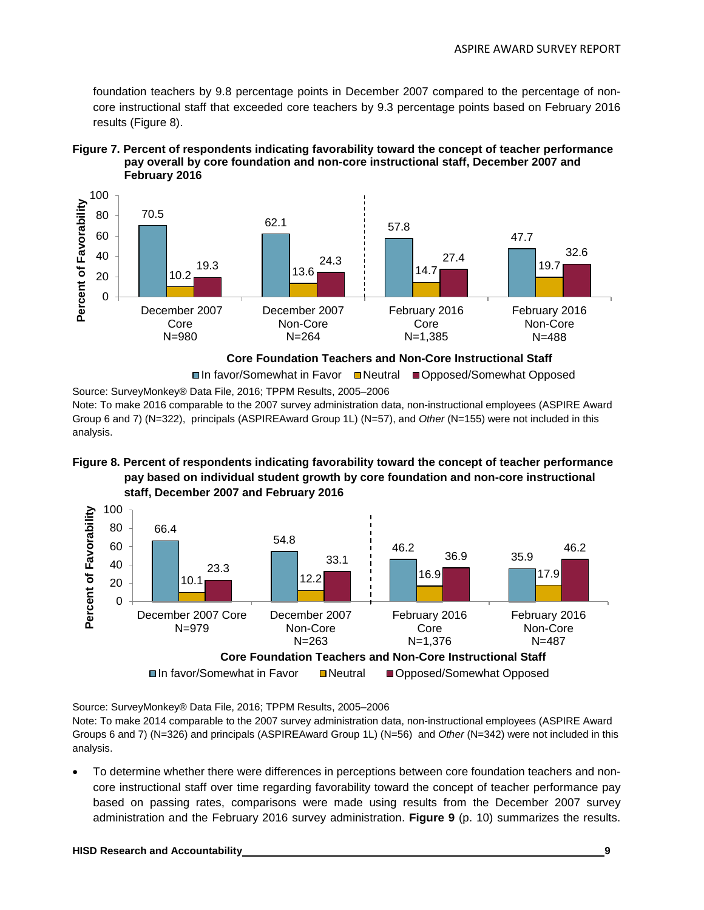foundation teachers by 9.8 percentage points in December 2007 compared to the percentage of non-core instructional staff that exceeded core teachers by 9.3 percentage points based on February 2016 results (Figure 8).

**Figure 7. Percent of respondents indicating favorability toward the concept of teacher performance pay overall by core foundation and non-core instructional staff, December 2007 and February 2016**

| Core Foundation Teachers and Non-Core Instructional Staff | In favor/Somewhat in Favor | Neutral | Opposed/Somewhat Opposed |
|---|---|---|---|
| December 2007 Core N=980 | 70.5 | 10.2 | 19.3 |
| December 2007 Non-Core N=264 | 62.1 | 13.6 | 24.3 |
| February 2016 Core N=1,385 | 57.8 | 14.7 | 27.4 |
| February 2016 Non-Core N=488 | 47.7 | 19.7 | 32.6 |

Source: SurveyMonkey® Data File, 2016; TPPM Results, 2005–2006

Note: To make 2016 comparable to the 2007 survey administration data, non-instructional employees (ASPIRE Award Group 6 and 7) (N=322), principals (ASPIREAward Group 1L) (N=57), and *Other* (N=155) were not included in this analysis.

**Figure 8. Percent of respondents indicating favorability toward the concept of teacher performance pay based on individual student growth by core foundation and non-core instructional staff, December 2007 and February 2016**

| Core Foundation Teachers and Non-Core Instructional Staff | In favor/Somewhat in Favor | Neutral | Opposed/Somewhat Opposed |
|---|---|---|---|
| December 2007 Core N=979 | 66.4 | 10.1 | 23.3 |
| December 2007 Non-Core N=263 | 54.8 | 12.2 | 33.1 |
| February 2016 Core N=1,376 | 46.2 | 16.9 | 36.9 |
| February 2016 Non-Core N=487 | 35.9 | 17.9 | 46.2 |

Source: SurveyMonkey® Data File, 2016; TPPM Results, 2005–2006

Note: To make 2014 comparable to the 2007 survey administration data, non-instructional employees (ASPIRE Award Groups 6 and 7) (N=326) and principals (ASPIREAward Group 1L) (N=56) and *Other* (N=342) were not included in this analysis.

- To determine whether there were differences in perceptions between core foundation teachers and non-core instructional staff over time regarding favorability toward the concept of teacher performance pay based on passing rates, comparisons were made using results from the December 2007 survey administration and the February 2016 survey administration. **Figure 9** (p. 10) summarizes the results.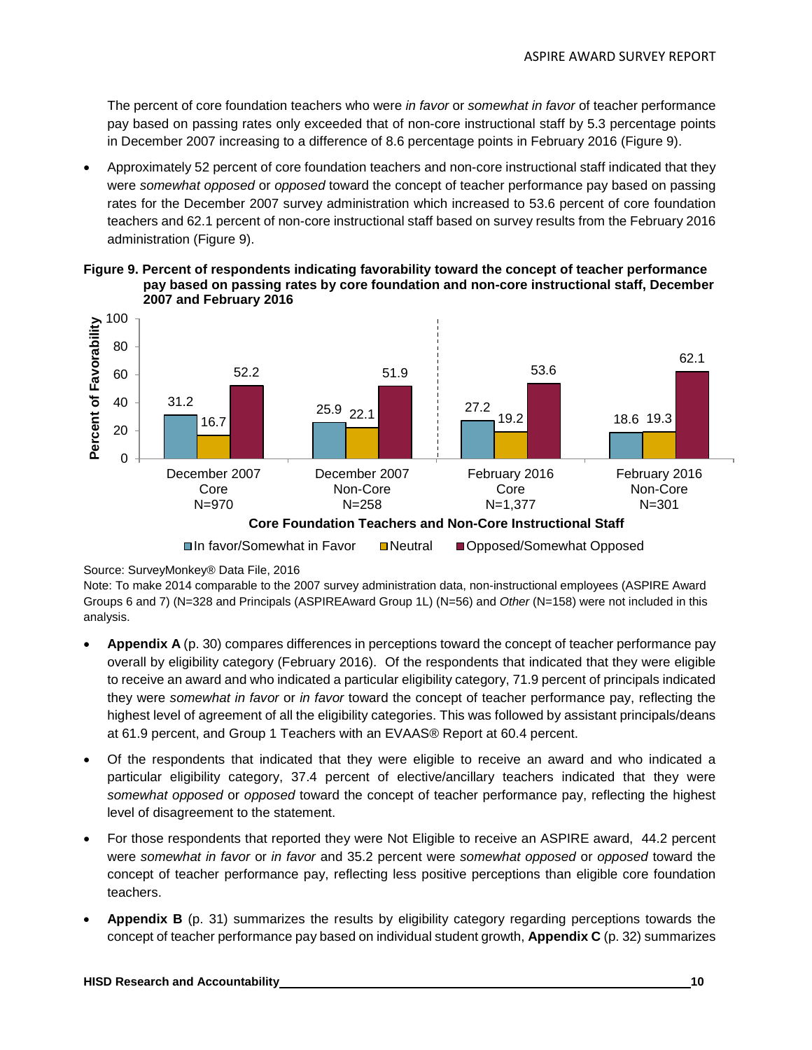The percent of core foundation teachers who were *in favor* or *somewhat in favor* of teacher performance pay based on passing rates only exceeded that of non-core instructional staff by 5.3 percentage points in December 2007 increasing to a difference of 8.6 percentage points in February 2016 (Figure 9).

- Approximately 52 percent of core foundation teachers and non-core instructional staff indicated that they were *somewhat opposed* or *opposed* toward the concept of teacher performance pay based on passing rates for the December 2007 survey administration which increased to 53.6 percent of core foundation teachers and 62.1 percent of non-core instructional staff based on survey results from the February 2016 administration (Figure 9).

**Figure 9. Percent of respondents indicating favorability toward the concept of teacher performance pay based on passing rates by core foundation and non-core instructional staff, December 2007 and February 2016**

| Core Foundation Teachers and Non-Core Instructional Staff | In favor/Somewhat in Favor | Neutral | Opposed/Somewhat Opposed |
|---|---|---|---|
| December 2007 Core N=970 | 31.2 | 16.7 | 52.2 |
| December 2007 Non-Core N=258 | 25.9 | 22.1 | 51.9 |
| February 2016 Core N=1,377 | 27.2 | 19.2 | 53.6 |
| February 2016 Non-Core N=301 | 18.6 | 19.3 | 62.1 |

Source: SurveyMonkey® Data File, 2016

Note: To make 2014 comparable to the 2007 survey administration data, non-instructional employees (ASPIRE Award Groups 6 and 7) (N=328 and Principals (ASPIREAward Group 1L) (N=56) and *Other* (N=158) were not included in this analysis.

- **Appendix A** (p. 30) compares differences in perceptions toward the concept of teacher performance pay overall by eligibility category (February 2016). Of the respondents that indicated that they were eligible to receive an award and who indicated a particular eligibility category, 71.9 percent of principals indicated they were *somewhat in favor* or *in favor* toward the concept of teacher performance pay, reflecting the highest level of agreement of all the eligibility categories. This was followed by assistant principals/deans at 61.9 percent, and Group 1 Teachers with an EVAAS® Report at 60.4 percent.
- Of the respondents that indicated that they were eligible to receive an award and who indicated a particular eligibility category, 37.4 percent of elective/ancillary teachers indicated that they were *somewhat opposed* or *opposed* toward the concept of teacher performance pay, reflecting the highest level of disagreement to the statement.
- For those respondents that reported they were Not Eligible to receive an ASPIRE award, 44.2 percent were *somewhat in favor* or *in favor* and 35.2 percent were *somewhat opposed* or *opposed* toward the concept of teacher performance pay, reflecting less positive perceptions than eligible core foundation teachers.
- **Appendix B** (p. 31) summarizes the results by eligibility category regarding perceptions towards the concept of teacher performance pay based on individual student growth, **Appendix C** (p. 32) summarizes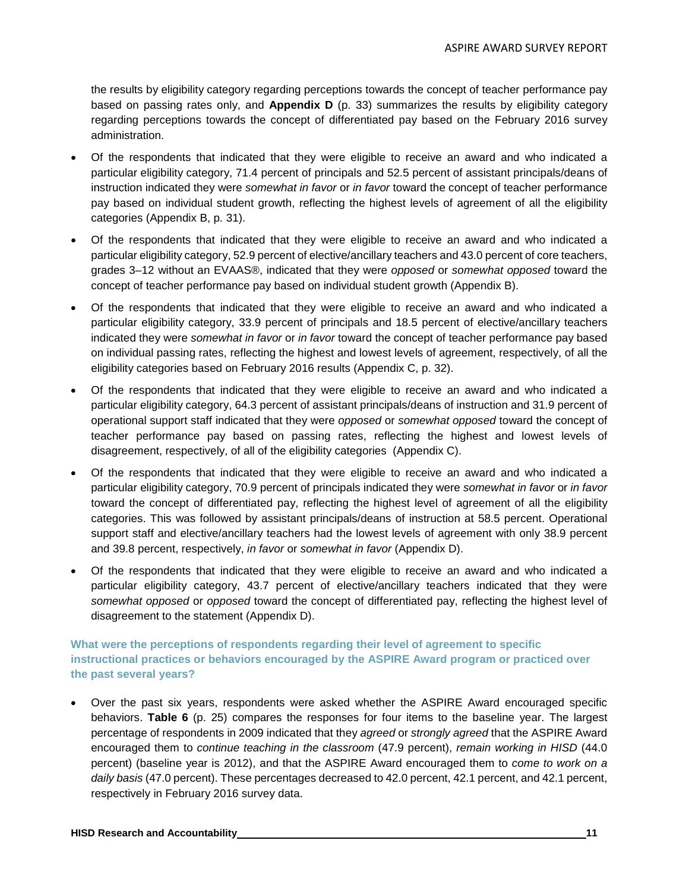the results by eligibility category regarding perceptions towards the concept of teacher performance pay based on passing rates only, and **Appendix D** (p. 33) summarizes the results by eligibility category regarding perceptions towards the concept of differentiated pay based on the February 2016 survey administration.

- Of the respondents that indicated that they were eligible to receive an award and who indicated a particular eligibility category, 71.4 percent of principals and 52.5 percent of assistant principals/deans of instruction indicated they were *somewhat in favor* or *in favor* toward the concept of teacher performance pay based on individual student growth, reflecting the highest levels of agreement of all the eligibility categories (Appendix B, p. 31).
- Of the respondents that indicated that they were eligible to receive an award and who indicated a particular eligibility category, 52.9 percent of elective/ancillary teachers and 43.0 percent of core teachers, grades 3–12 without an EVAAS®, indicated that they were *opposed* or *somewhat opposed* toward the concept of teacher performance pay based on individual student growth (Appendix B).
- Of the respondents that indicated that they were eligible to receive an award and who indicated a particular eligibility category, 33.9 percent of principals and 18.5 percent of elective/ancillary teachers indicated they were *somewhat in favor* or *in favor* toward the concept of teacher performance pay based on individual passing rates, reflecting the highest and lowest levels of agreement, respectively, of all the eligibility categories based on February 2016 results (Appendix C, p. 32).
- Of the respondents that indicated that they were eligible to receive an award and who indicated a particular eligibility category, 64.3 percent of assistant principals/deans of instruction and 31.9 percent of operational support staff indicated that they were *opposed* or *somewhat opposed* toward the concept of teacher performance pay based on passing rates, reflecting the highest and lowest levels of disagreement, respectively, of all of the eligibility categories (Appendix C).
- Of the respondents that indicated that they were eligible to receive an award and who indicated a particular eligibility category, 70.9 percent of principals indicated they were *somewhat in favor* or *in favor* toward the concept of differentiated pay, reflecting the highest level of agreement of all the eligibility categories. This was followed by assistant principals/deans of instruction at 58.5 percent. Operational support staff and elective/ancillary teachers had the lowest levels of agreement with only 38.9 percent and 39.8 percent, respectively, *in favor* or *somewhat in favor* (Appendix D).
- Of the respondents that indicated that they were eligible to receive an award and who indicated a particular eligibility category, 43.7 percent of elective/ancillary teachers indicated that they were *somewhat opposed* or *opposed* toward the concept of differentiated pay, reflecting the highest level of disagreement to the statement (Appendix D).

### What were the perceptions of respondents regarding their level of agreement to specific instructional practices or behaviors encouraged by the ASPIRE Award program or practiced over the past several years?

- Over the past six years, respondents were asked whether the ASPIRE Award encouraged specific behaviors. **Table 6** (p. 25) compares the responses for four items to the baseline year. The largest percentage of respondents in 2009 indicated that they *agreed* or *strongly agreed* that the ASPIRE Award encouraged them to *continue teaching in the classroom* (47.9 percent), *remain working in HISD* (44.0 percent) (baseline year is 2012), and that the ASPIRE Award encouraged them to *come to work on a daily basis* (47.0 percent). These percentages decreased to 42.0 percent, 42.1 percent, and 42.1 percent, respectively in February 2016 survey data.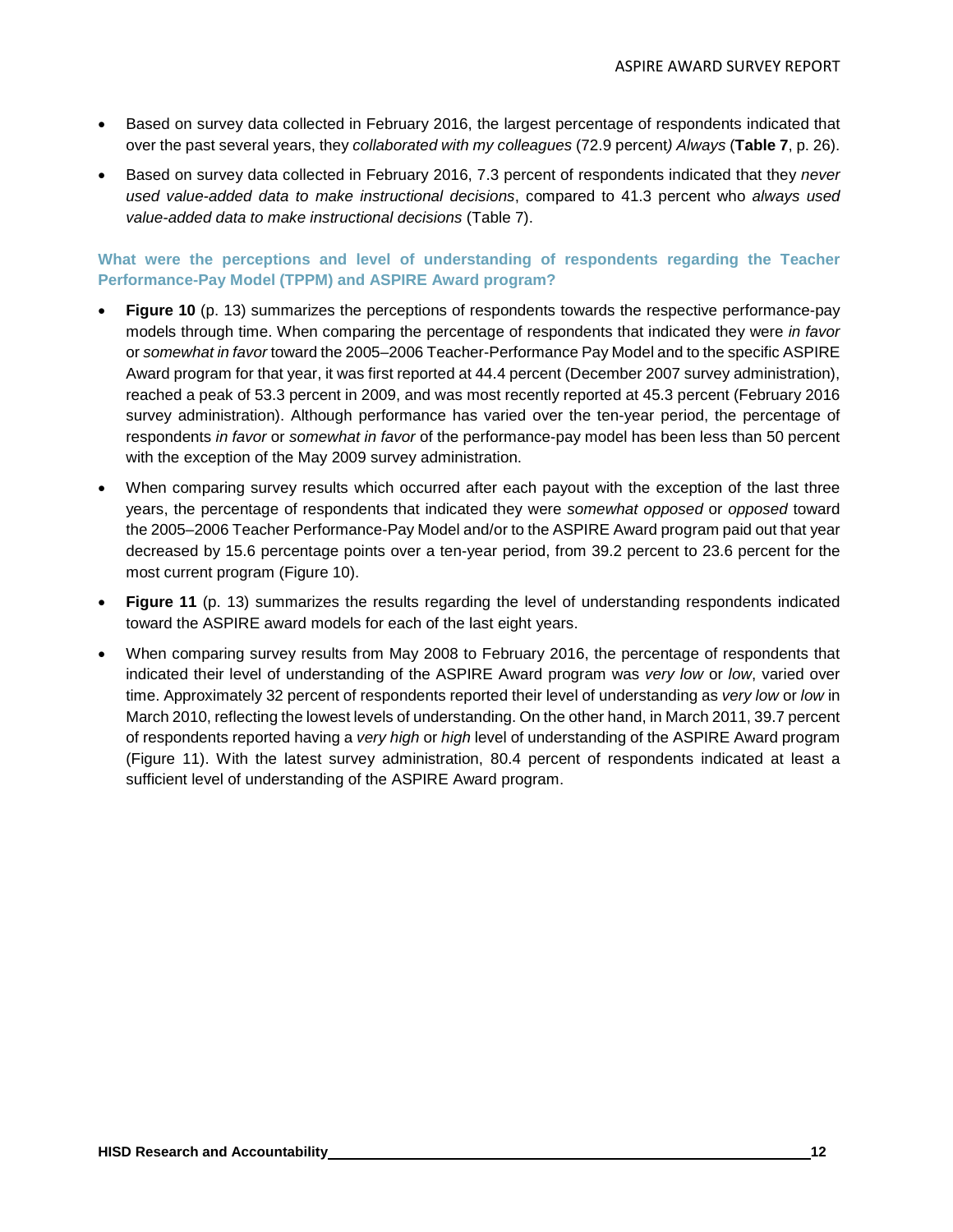- Based on survey data collected in February 2016, the largest percentage of respondents indicated that over the past several years, they *collaborated with my colleagues* (72.9 percent*) Always* (**Table 7**, p. 26).
- Based on survey data collected in February 2016, 7.3 percent of respondents indicated that they *never used value-added data to make instructional decisions*, compared to 41.3 percent who *always used value-added data to make instructional decisions* (Table 7).

### What were the perceptions and level of understanding of respondents regarding the Teacher Performance-Pay Model (TPPM) and ASPIRE Award program?

- **Figure 10** (p. 13) summarizes the perceptions of respondents towards the respective performance-pay models through time. When comparing the percentage of respondents that indicated they were *in favor* or *somewhat in favor* toward the 2005–2006 Teacher-Performance Pay Model and to the specific ASPIRE Award program for that year, it was first reported at 44.4 percent (December 2007 survey administration), reached a peak of 53.3 percent in 2009, and was most recently reported at 45.3 percent (February 2016 survey administration). Although performance has varied over the ten-year period, the percentage of respondents *in favor* or *somewhat in favor* of the performance-pay model has been less than 50 percent with the exception of the May 2009 survey administration.
- When comparing survey results which occurred after each payout with the exception of the last three years, the percentage of respondents that indicated they were *somewhat opposed* or *opposed* toward the 2005–2006 Teacher Performance-Pay Model and/or to the ASPIRE Award program paid out that year decreased by 15.6 percentage points over a ten-year period, from 39.2 percent to 23.6 percent for the most current program (Figure 10).
- **Figure 11** (p. 13) summarizes the results regarding the level of understanding respondents indicated toward the ASPIRE award models for each of the last eight years.
- When comparing survey results from May 2008 to February 2016, the percentage of respondents that indicated their level of understanding of the ASPIRE Award program was *very low* or *low*, varied over time. Approximately 32 percent of respondents reported their level of understanding as *very low* or *low* in March 2010, reflecting the lowest levels of understanding. On the other hand, in March 2011, 39.7 percent of respondents reported having a *very high* or *high* level of understanding of the ASPIRE Award program (Figure 11). With the latest survey administration, 80.4 percent of respondents indicated at least a sufficient level of understanding of the ASPIRE Award program.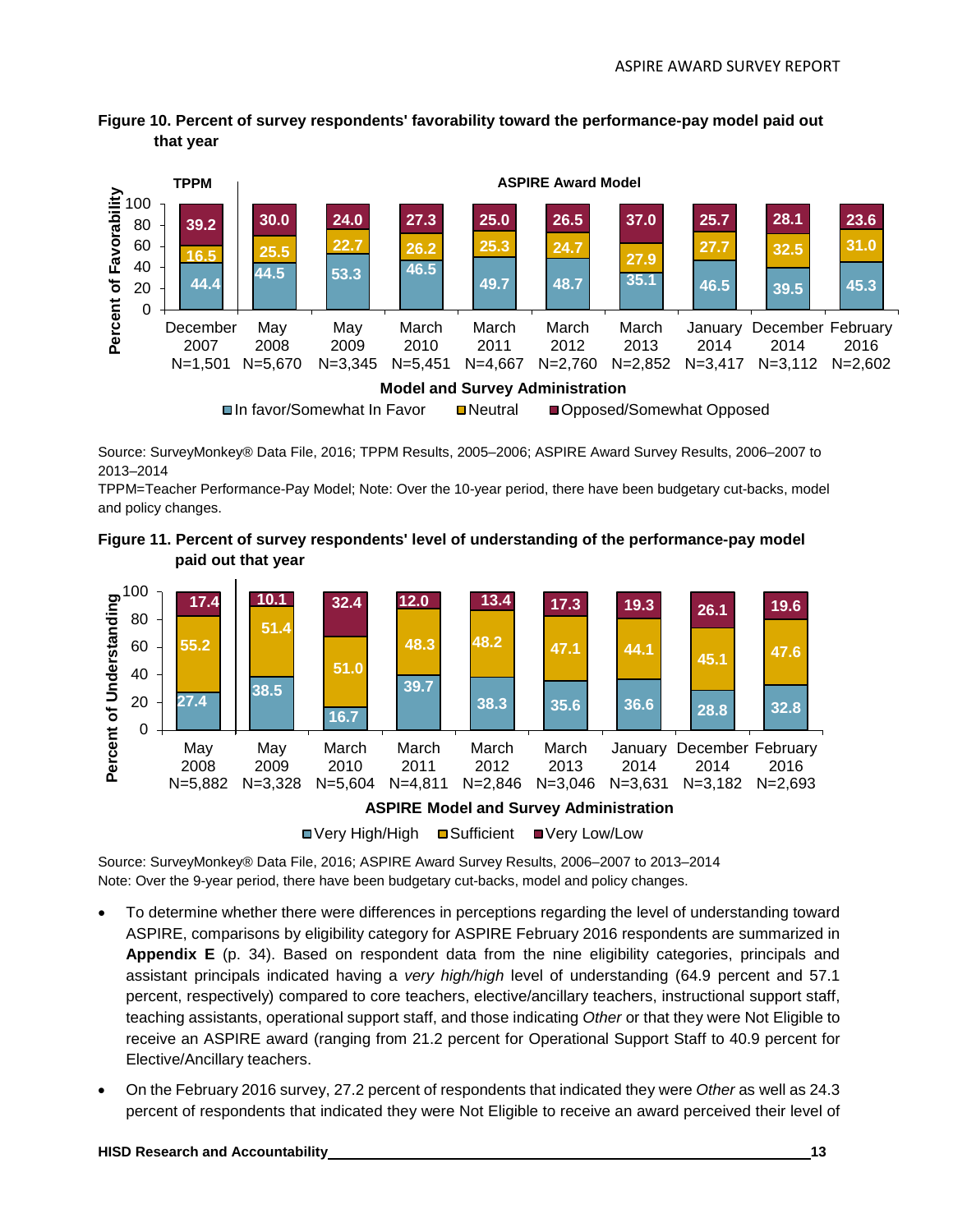**Figure 10. Percent of survey respondents' favorability toward the performance-pay model paid out that year**

| Model | Survey Administration | N | In favor/Somewhat In Favor | Neutral | Opposed/Somewhat Opposed |
|---|---|---|---|---|---|
| TPPM | December 2007 | 1,501 | 44.4 | 16.5 | 39.2 |
| ASPIRE Award Model | May 2008 | 5,670 | 44.5 | 25.5 | 30.0 |
| ASPIRE Award Model | May 2009 | 3,345 | 53.3 | 22.7 | 24.0 |
| ASPIRE Award Model | March 2010 | 5,451 | 46.5 | 26.2 | 27.3 |
| ASPIRE Award Model | March 2011 | 4,667 | 49.7 | 25.3 | 25.0 |
| ASPIRE Award Model | March 2012 | 2,760 | 48.7 | 24.7 | 26.5 |
| ASPIRE Award Model | March 2013 | 2,852 | 35.1 | 27.9 | 37.0 |
| ASPIRE Award Model | January 2014 | 3,417 | 46.5 | 27.7 | 25.7 |
| ASPIRE Award Model | December 2014 | 3,112 | 39.5 | 32.5 | 28.1 |
| ASPIRE Award Model | February 2016 | 2,602 | 45.3 | 31.0 | 23.6 |

Source: SurveyMonkey® Data File, 2016; TPPM Results, 2005–2006; ASPIRE Award Survey Results, 2006–2007 to 2013–2014

TPPM=Teacher Performance-Pay Model; Note: Over the 10-year period, there have been budgetary cut-backs, model and policy changes.

**Figure 11. Percent of survey respondents' level of understanding of the performance-pay model paid out that year**

| Survey Administration | N | Very High/High | Sufficient | Very Low/Low |
|---|---|---|---|---|
| May 2008 | 5,882 | 27.4 | 55.2 | 17.4 |
| May 2009 | 3,328 | 38.5 | 51.4 | 10.1 |
| March 2010 | 5,604 | 16.7 | 51.0 | 32.4 |
| March 2011 | 4,811 | 39.7 | 48.3 | 12.0 |
| March 2012 | 2,846 | 38.3 | 48.2 | 13.4 |
| March 2013 | 3,046 | 35.6 | 47.1 | 17.3 |
| January 2014 | 3,631 | 36.6 | 44.1 | 19.3 |
| December 2014 | 3,182 | 28.8 | 45.1 | 26.1 |
| February 2016 | 2,693 | 32.8 | 47.6 | 19.6 |

Source: SurveyMonkey® Data File, 2016; ASPIRE Award Survey Results, 2006–2007 to 2013–2014
Note: Over the 9-year period, there have been budgetary cut-backs, model and policy changes.

- To determine whether there were differences in perceptions regarding the level of understanding toward ASPIRE, comparisons by eligibility category for ASPIRE February 2016 respondents are summarized in **Appendix E** (p. 34). Based on respondent data from the nine eligibility categories, principals and assistant principals indicated having a *very high/high* level of understanding (64.9 percent and 57.1 percent, respectively) compared to core teachers, elective/ancillary teachers, instructional support staff, teaching assistants, operational support staff, and those indicating *Other* or that they were Not Eligible to receive an ASPIRE award (ranging from 21.2 percent for Operational Support Staff to 40.9 percent for Elective/Ancillary teachers.

- On the February 2016 survey, 27.2 percent of respondents that indicated they were *Other* as well as 24.3 percent of respondents that indicated they were Not Eligible to receive an award perceived their level of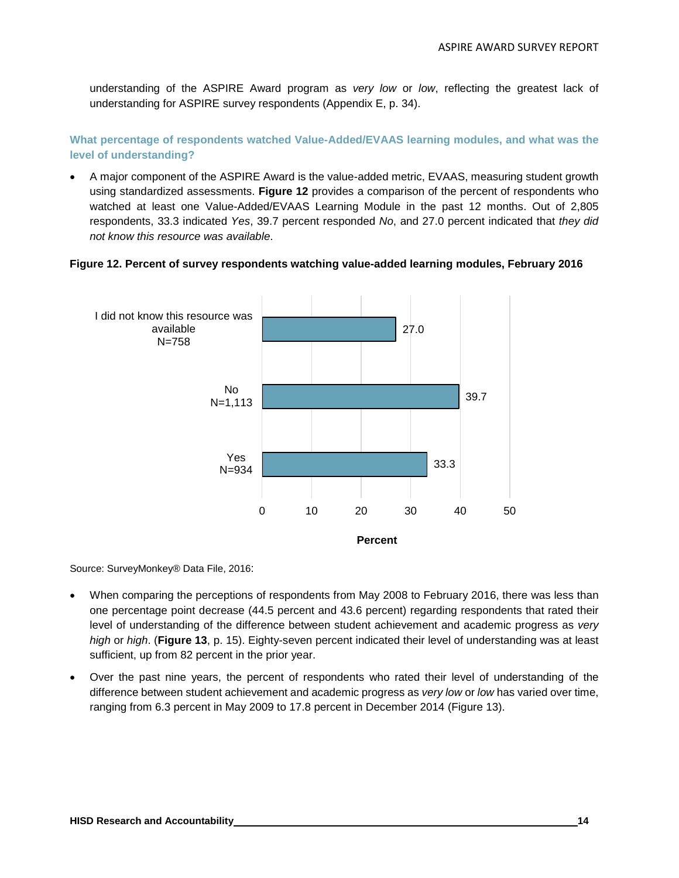understanding of the ASPIRE Award program as *very low* or *low*, reflecting the greatest lack of understanding for ASPIRE survey respondents (Appendix E, p. 34).

### What percentage of respondents watched Value-Added/EVAAS learning modules, and what was the level of understanding?

- A major component of the ASPIRE Award is the value-added metric, EVAAS, measuring student growth using standardized assessments. **Figure 12** provides a comparison of the percent of respondents who watched at least one Value-Added/EVAAS Learning Module in the past 12 months. Out of 2,805 respondents, 33.3 indicated *Yes*, 39.7 percent responded *No*, and 27.0 percent indicated that *they did not know this resource was available*.

**Figure 12. Percent of survey respondents watching value-added learning modules, February 2016**

| Response | Percent |
|---|---|
| I did not know this resource was available N=758 | 27.0 |
| No N=1,113 | 39.7 |
| Yes N=934 | 33.3 |

Source: SurveyMonkey® Data File, 2016:

- When comparing the perceptions of respondents from May 2008 to February 2016, there was less than one percentage point decrease (44.5 percent and 43.6 percent) regarding respondents that rated their level of understanding of the difference between student achievement and academic progress as *very high* or *high*. (**Figure 13**, p. 15). Eighty-seven percent indicated their level of understanding was at least sufficient, up from 82 percent in the prior year.
- Over the past nine years, the percent of respondents who rated their level of understanding of the difference between student achievement and academic progress as *very low* or *low* has varied over time, ranging from 6.3 percent in May 2009 to 17.8 percent in December 2014 (Figure 13).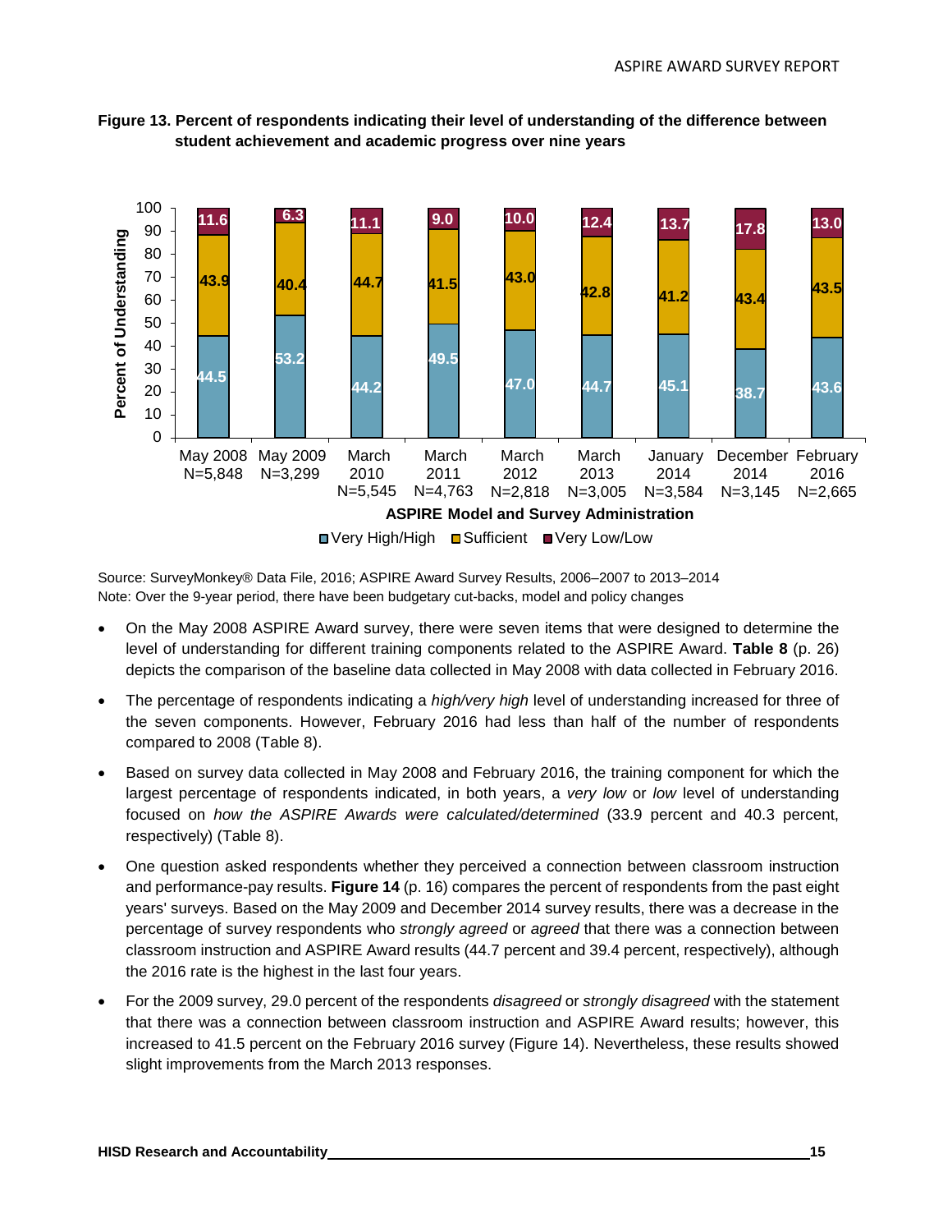**Figure 13. Percent of respondents indicating their level of understanding of the difference between student achievement and academic progress over nine years**

| ASPIRE Model and Survey Administration | Very High/High | Sufficient | Very Low/Low |
|---|---|---|---|
| May 2008 N=5,848 | 44.5 | 43.9 | 11.6 |
| May 2009 N=3,299 | 53.2 | 40.4 | 6.3 |
| March 2010 N=5,545 | 44.2 | 44.7 | 11.1 |
| March 2011 N=4,763 | 49.5 | 41.5 | 9.0 |
| March 2012 N=2,818 | 47.0 | 43.0 | 10.0 |
| March 2013 N=3,005 | 44.7 | 42.8 | 12.4 |
| January 2014 N=3,584 | 45.1 | 41.2 | 13.7 |
| December 2014 N=3,145 | 38.7 | 43.4 | 17.8 |
| February 2016 N=2,665 | 43.6 | 43.5 | 13.0 |

Source: SurveyMonkey® Data File, 2016; ASPIRE Award Survey Results, 2006–2007 to 2013–2014
Note: Over the 9-year period, there have been budgetary cut-backs, model and policy changes

- On the May 2008 ASPIRE Award survey, there were seven items that were designed to determine the level of understanding for different training components related to the ASPIRE Award. **Table 8** (p. 26) depicts the comparison of the baseline data collected in May 2008 with data collected in February 2016.
- The percentage of respondents indicating a *high/very high* level of understanding increased for three of the seven components. However, February 2016 had less than half of the number of respondents compared to 2008 (Table 8).
- Based on survey data collected in May 2008 and February 2016, the training component for which the largest percentage of respondents indicated, in both years, a *very low* or *low* level of understanding focused on *how the ASPIRE Awards were calculated/determined* (33.9 percent and 40.3 percent, respectively) (Table 8).
- One question asked respondents whether they perceived a connection between classroom instruction and performance-pay results. **Figure 14** (p. 16) compares the percent of respondents from the past eight years' surveys. Based on the May 2009 and December 2014 survey results, there was a decrease in the percentage of survey respondents who *strongly agreed* or *agreed* that there was a connection between classroom instruction and ASPIRE Award results (44.7 percent and 39.4 percent, respectively), although the 2016 rate is the highest in the last four years.
- For the 2009 survey, 29.0 percent of the respondents *disagreed* or *strongly disagreed* with the statement that there was a connection between classroom instruction and ASPIRE Award results; however, this increased to 41.5 percent on the February 2016 survey (Figure 14). Nevertheless, these results showed slight improvements from the March 2013 responses.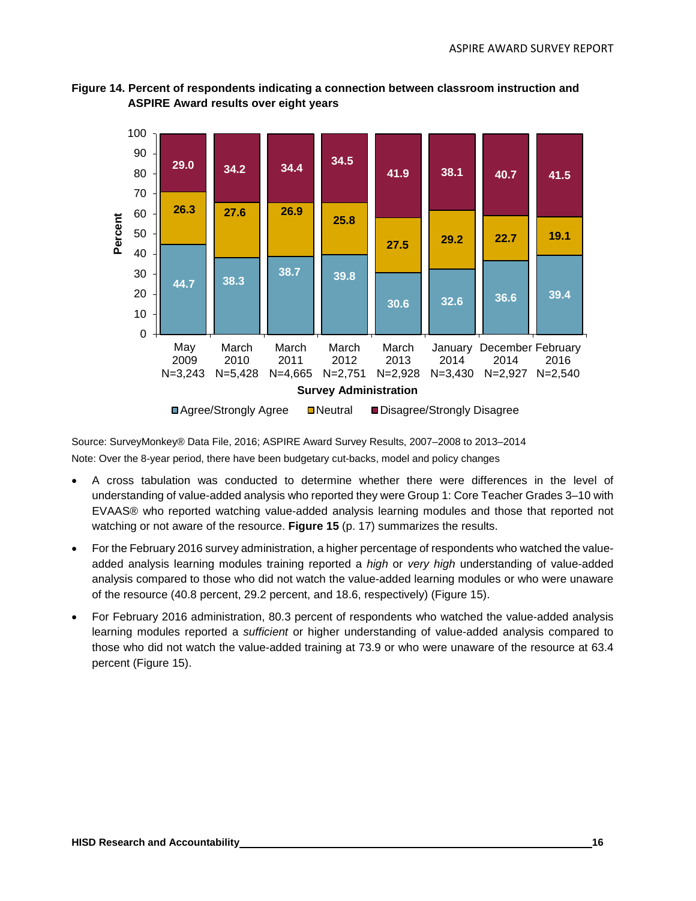**Figure 14. Percent of respondents indicating a connection between classroom instruction and ASPIRE Award results over eight years**

| Survey Administration | Agree/Strongly Agree | Neutral | Disagree/Strongly Disagree |
|---|---|---|---|
| May 2009 N=3,243 | 44.7 | 26.3 | 29.0 |
| March 2010 N=5,428 | 38.3 | 27.6 | 34.2 |
| March 2011 N=4,665 | 38.7 | 26.9 | 34.4 |
| March 2012 N=2,751 | 39.8 | 25.8 | 34.5 |
| March 2013 N=2,928 | 30.6 | 27.5 | 41.9 |
| January 2014 N=3,430 | 32.6 | 29.2 | 38.1 |
| December 2014 N=2,927 | 36.6 | 22.7 | 40.7 |
| February 2016 N=2,540 | 39.4 | 19.1 | 41.5 |

Source: SurveyMonkey® Data File, 2016; ASPIRE Award Survey Results, 2007–2008 to 2013–2014

Note: Over the 8-year period, there have been budgetary cut-backs, model and policy changes

- A cross tabulation was conducted to determine whether there were differences in the level of understanding of value-added analysis who reported they were Group 1: Core Teacher Grades 3–10 with EVAAS® who reported watching value-added analysis learning modules and those that reported not watching or not aware of the resource. **Figure 15** (p. 17) summarizes the results.
- For the February 2016 survey administration, a higher percentage of respondents who watched the value-added analysis learning modules training reported a *high* or *very high* understanding of value-added analysis compared to those who did not watch the value-added learning modules or who were unaware of the resource (40.8 percent, 29.2 percent, and 18.6, respectively) (Figure 15).
- For February 2016 administration, 80.3 percent of respondents who watched the value-added analysis learning modules reported a *sufficient* or higher understanding of value-added analysis compared to those who did not watch the value-added training at 73.9 or who were unaware of the resource at 63.4 percent (Figure 15).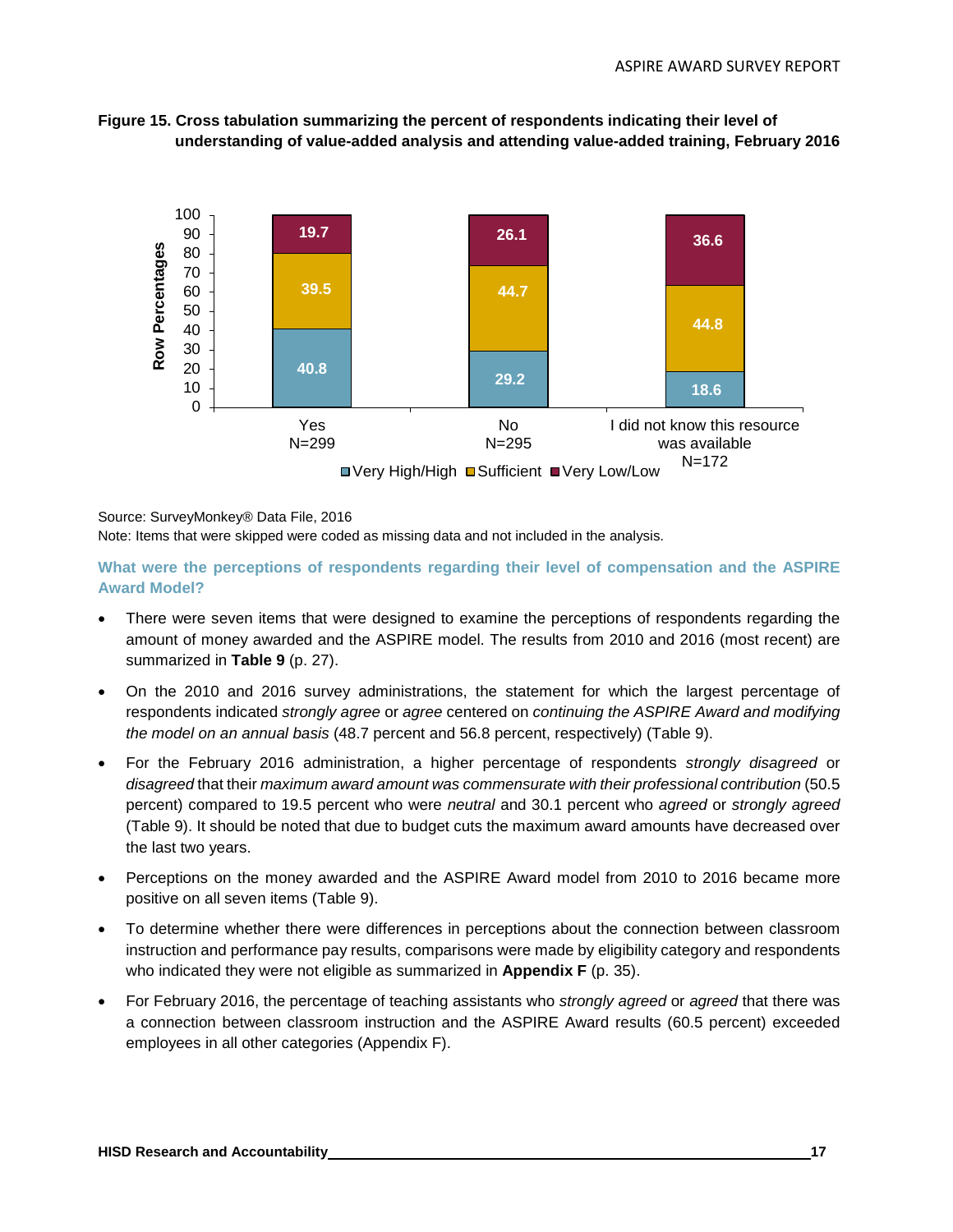**Figure 15. Cross tabulation summarizing the percent of respondents indicating their level of understanding of value-added analysis and attending value-added training, February 2016**

| Row Percentages | Very High/High | Sufficient | Very Low/Low |
|---|---|---|---|
| Yes N=299 | 40.8 | 39.5 | 19.7 |
| No N=295 | 29.2 | 44.7 | 26.1 |
| I did not know this resource was available N=172 | 18.6 | 44.8 | 36.6 |

Source: SurveyMonkey® Data File, 2016

Note: Items that were skipped were coded as missing data and not included in the analysis.

### What were the perceptions of respondents regarding their level of compensation and the ASPIRE Award Model?

- There were seven items that were designed to examine the perceptions of respondents regarding the amount of money awarded and the ASPIRE model. The results from 2010 and 2016 (most recent) are summarized in **Table 9** (p. 27).
- On the 2010 and 2016 survey administrations, the statement for which the largest percentage of respondents indicated *strongly agree* or *agree* centered on *continuing the ASPIRE Award and modifying the model on an annual basis* (48.7 percent and 56.8 percent, respectively) (Table 9).
- For the February 2016 administration, a higher percentage of respondents *strongly disagreed* or *disagreed* that their *maximum award amount was commensurate with their professional contribution* (50.5 percent) compared to 19.5 percent who were *neutral* and 30.1 percent who *agreed* or *strongly agreed* (Table 9). It should be noted that due to budget cuts the maximum award amounts have decreased over the last two years.
- Perceptions on the money awarded and the ASPIRE Award model from 2010 to 2016 became more positive on all seven items (Table 9).
- To determine whether there were differences in perceptions about the connection between classroom instruction and performance pay results, comparisons were made by eligibility category and respondents who indicated they were not eligible as summarized in **Appendix F** (p. 35).
- For February 2016, the percentage of teaching assistants who *strongly agreed* or *agreed* that there was a connection between classroom instruction and the ASPIRE Award results (60.5 percent) exceeded employees in all other categories (Appendix F).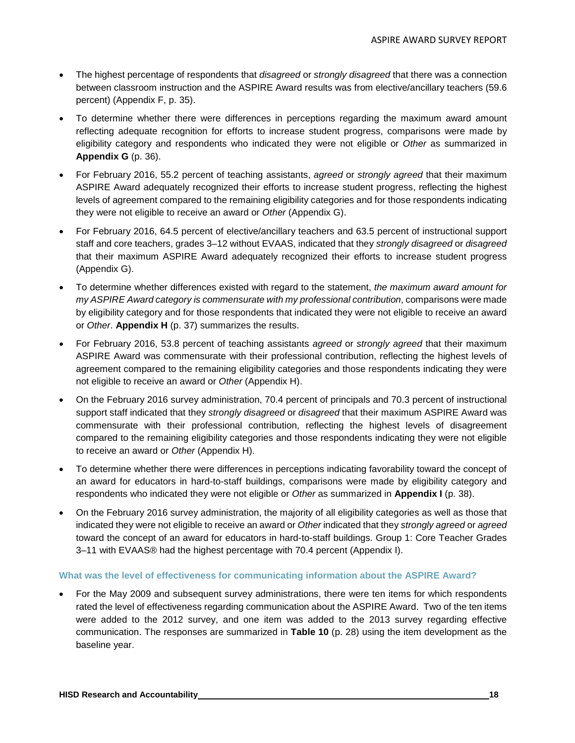- The highest percentage of respondents that *disagreed* or *strongly disagreed* that there was a connection between classroom instruction and the ASPIRE Award results was from elective/ancillary teachers (59.6 percent) (Appendix F, p. 35).
- To determine whether there were differences in perceptions regarding the maximum award amount reflecting adequate recognition for efforts to increase student progress, comparisons were made by eligibility category and respondents who indicated they were not eligible or *Other* as summarized in **Appendix G** (p. 36).
- For February 2016, 55.2 percent of teaching assistants, *agreed* or *strongly agreed* that their maximum ASPIRE Award adequately recognized their efforts to increase student progress, reflecting the highest levels of agreement compared to the remaining eligibility categories and for those respondents indicating they were not eligible to receive an award or *Other* (Appendix G).
- For February 2016, 64.5 percent of elective/ancillary teachers and 63.5 percent of instructional support staff and core teachers, grades 3–12 without EVAAS, indicated that they *strongly disagreed* or *disagreed* that their maximum ASPIRE Award adequately recognized their efforts to increase student progress (Appendix G).
- To determine whether differences existed with regard to the statement, *the maximum award amount for my ASPIRE Award category is commensurate with my professional contribution*, comparisons were made by eligibility category and for those respondents that indicated they were not eligible to receive an award or *Other*. **Appendix H** (p. 37) summarizes the results.
- For February 2016, 53.8 percent of teaching assistants *agreed* or *strongly agreed* that their maximum ASPIRE Award was commensurate with their professional contribution, reflecting the highest levels of agreement compared to the remaining eligibility categories and those respondents indicating they were not eligible to receive an award or *Other* (Appendix H).
- On the February 2016 survey administration, 70.4 percent of principals and 70.3 percent of instructional support staff indicated that they *strongly disagreed* or *disagreed* that their maximum ASPIRE Award was commensurate with their professional contribution, reflecting the highest levels of disagreement compared to the remaining eligibility categories and those respondents indicating they were not eligible to receive an award or *Other* (Appendix H).
- To determine whether there were differences in perceptions indicating favorability toward the concept of an award for educators in hard-to-staff buildings, comparisons were made by eligibility category and respondents who indicated they were not eligible or *Other* as summarized in **Appendix I** (p. 38).
- On the February 2016 survey administration, the majority of all eligibility categories as well as those that indicated they were not eligible to receive an award or *Other* indicated that they *strongly agreed* or *agreed* toward the concept of an award for educators in hard-to-staff buildings. Group 1: Core Teacher Grades 3–11 with EVAAS® had the highest percentage with 70.4 percent (Appendix I).

### What was the level of effectiveness for communicating information about the ASPIRE Award?

- For the May 2009 and subsequent survey administrations, there were ten items for which respondents rated the level of effectiveness regarding communication about the ASPIRE Award. Two of the ten items were added to the 2012 survey, and one item was added to the 2013 survey regarding effective communication. The responses are summarized in **Table 10** (p. 28) using the item development as the baseline year.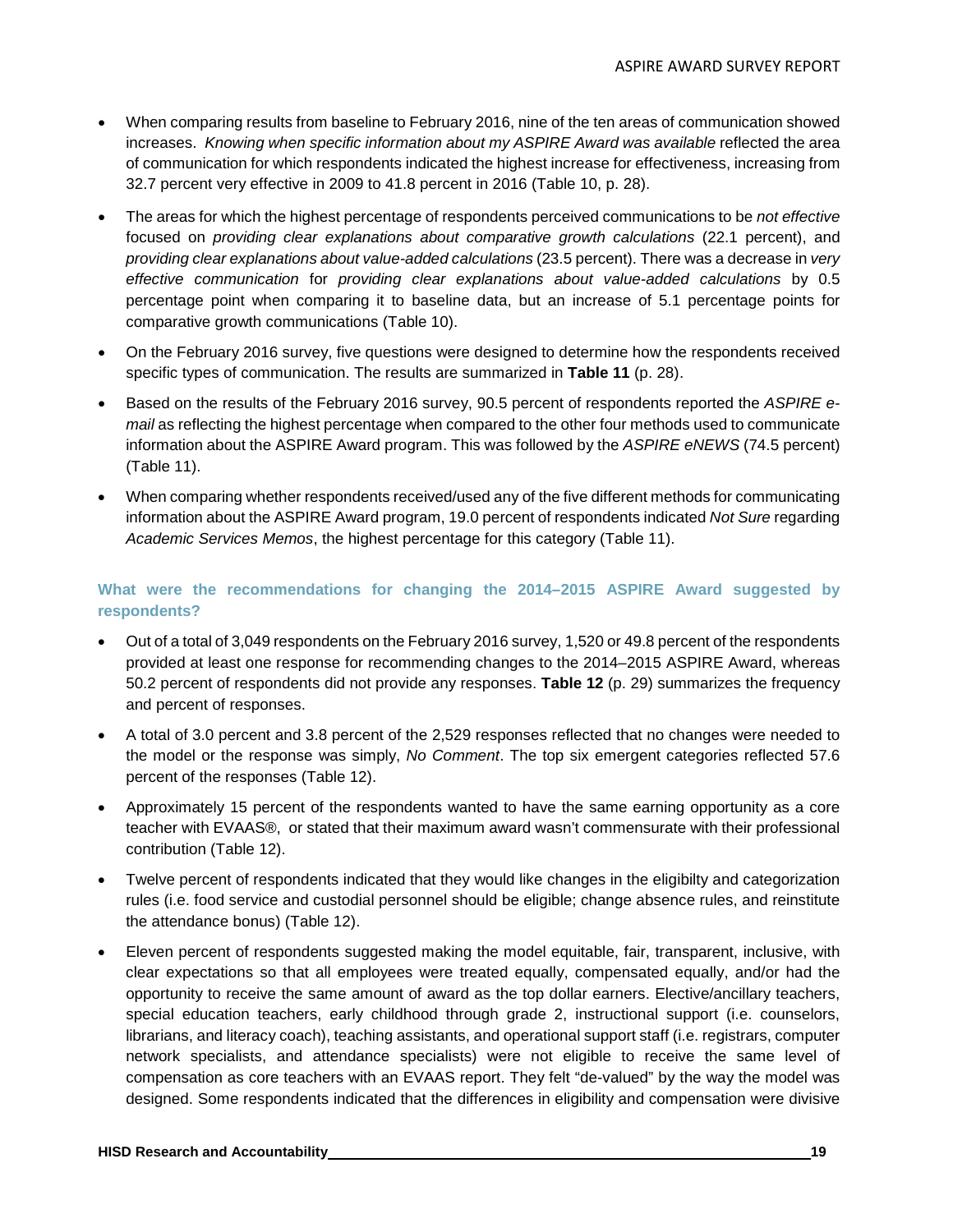- When comparing results from baseline to February 2016, nine of the ten areas of communication showed increases. *Knowing when specific information about my ASPIRE Award was available* reflected the area of communication for which respondents indicated the highest increase for effectiveness, increasing from 32.7 percent very effective in 2009 to 41.8 percent in 2016 (Table 10, p. 28).
- The areas for which the highest percentage of respondents perceived communications to be *not effective* focused on *providing clear explanations about comparative growth calculations* (22.1 percent), and *providing clear explanations about value-added calculations* (23.5 percent). There was a decrease in *very effective communication* for *providing clear explanations about value-added calculations* by 0.5 percentage point when comparing it to baseline data, but an increase of 5.1 percentage points for comparative growth communications (Table 10).
- On the February 2016 survey, five questions were designed to determine how the respondents received specific types of communication. The results are summarized in **Table 11** (p. 28).
- Based on the results of the February 2016 survey, 90.5 percent of respondents reported the *ASPIRE e-mail* as reflecting the highest percentage when compared to the other four methods used to communicate information about the ASPIRE Award program. This was followed by the *ASPIRE eNEWS* (74.5 percent) (Table 11).
- When comparing whether respondents received/used any of the five different methods for communicating information about the ASPIRE Award program, 19.0 percent of respondents indicated *Not Sure* regarding *Academic Services Memos*, the highest percentage for this category (Table 11).

### What were the recommendations for changing the 2014–2015 ASPIRE Award suggested by respondents?

- Out of a total of 3,049 respondents on the February 2016 survey, 1,520 or 49.8 percent of the respondents provided at least one response for recommending changes to the 2014–2015 ASPIRE Award, whereas 50.2 percent of respondents did not provide any responses. **Table 12** (p. 29) summarizes the frequency and percent of responses.
- A total of 3.0 percent and 3.8 percent of the 2,529 responses reflected that no changes were needed to the model or the response was simply, *No Comment*. The top six emergent categories reflected 57.6 percent of the responses (Table 12).
- Approximately 15 percent of the respondents wanted to have the same earning opportunity as a core teacher with EVAAS®, or stated that their maximum award wasn't commensurate with their professional contribution (Table 12).
- Twelve percent of respondents indicated that they would like changes in the eligibilty and categorization rules (i.e. food service and custodial personnel should be eligible; change absence rules, and reinstitute the attendance bonus) (Table 12).
- Eleven percent of respondents suggested making the model equitable, fair, transparent, inclusive, with clear expectations so that all employees were treated equally, compensated equally, and/or had the opportunity to receive the same amount of award as the top dollar earners. Elective/ancillary teachers, special education teachers, early childhood through grade 2, instructional support (i.e. counselors, librarians, and literacy coach), teaching assistants, and operational support staff (i.e. registrars, computer network specialists, and attendance specialists) were not eligible to receive the same level of compensation as core teachers with an EVAAS report. They felt "de-valued" by the way the model was designed. Some respondents indicated that the differences in eligibility and compensation were divisive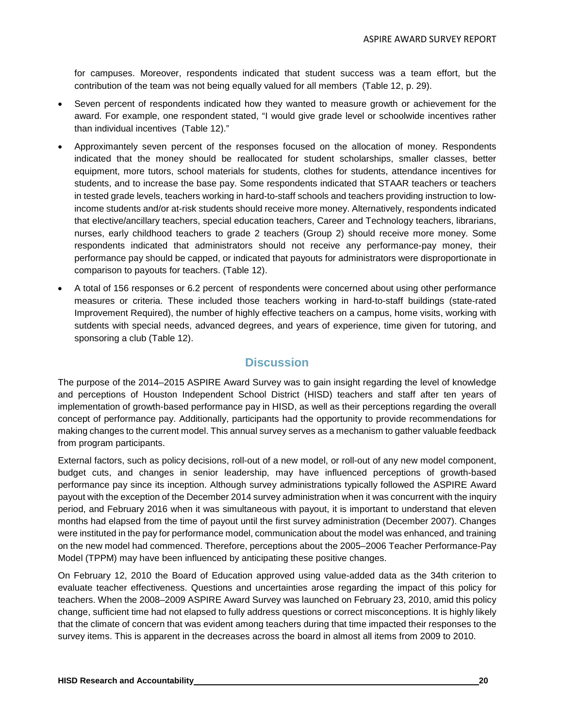for campuses. Moreover, respondents indicated that student success was a team effort, but the contribution of the team was not being equally valued for all members (Table 12, p. 29).

- Seven percent of respondents indicated how they wanted to measure growth or achievement for the award. For example, one respondent stated, "I would give grade level or schoolwide incentives rather than individual incentives (Table 12)."
- Approximantely seven percent of the responses focused on the allocation of money. Respondents indicated that the money should be reallocated for student scholarships, smaller classes, better equipment, more tutors, school materials for students, clothes for students, attendance incentives for students, and to increase the base pay. Some respondents indicated that STAAR teachers or teachers in tested grade levels, teachers working in hard-to-staff schools and teachers providing instruction to low-income students and/or at-risk students should receive more money. Alternatively, respondents indicated that elective/ancillary teachers, special education teachers, Career and Technology teachers, librarians, nurses, early childhood teachers to grade 2 teachers (Group 2) should receive more money. Some respondents indicated that administrators should not receive any performance-pay money, their performance pay should be capped, or indicated that payouts for administrators were disproportionate in comparison to payouts for teachers. (Table 12).
- A total of 156 responses or 6.2 percent of respondents were concerned about using other performance measures or criteria. These included those teachers working in hard-to-staff buildings (state-rated Improvement Required), the number of highly effective teachers on a campus, home visits, working with sutdents with special needs, advanced degrees, and years of experience, time given for tutoring, and sponsoring a club (Table 12).

## Discussion

The purpose of the 2014–2015 ASPIRE Award Survey was to gain insight regarding the level of knowledge and perceptions of Houston Independent School District (HISD) teachers and staff after ten years of implementation of growth-based performance pay in HISD, as well as their perceptions regarding the overall concept of performance pay. Additionally, participants had the opportunity to provide recommendations for making changes to the current model. This annual survey serves as a mechanism to gather valuable feedback from program participants.

External factors, such as policy decisions, roll-out of a new model, or roll-out of any new model component, budget cuts, and changes in senior leadership, may have influenced perceptions of growth-based performance pay since its inception. Although survey administrations typically followed the ASPIRE Award payout with the exception of the December 2014 survey administration when it was concurrent with the inquiry period, and February 2016 when it was simultaneous with payout, it is important to understand that eleven months had elapsed from the time of payout until the first survey administration (December 2007). Changes were instituted in the pay for performance model, communication about the model was enhanced, and training on the new model had commenced. Therefore, perceptions about the 2005–2006 Teacher Performance-Pay Model (TPPM) may have been influenced by anticipating these positive changes.

On February 12, 2010 the Board of Education approved using value-added data as the 34th criterion to evaluate teacher effectiveness. Questions and uncertainties arose regarding the impact of this policy for teachers. When the 2008–2009 ASPIRE Award Survey was launched on February 23, 2010, amid this policy change, sufficient time had not elapsed to fully address questions or correct misconceptions. It is highly likely that the climate of concern that was evident among teachers during that time impacted their responses to the survey items. This is apparent in the decreases across the board in almost all items from 2009 to 2010.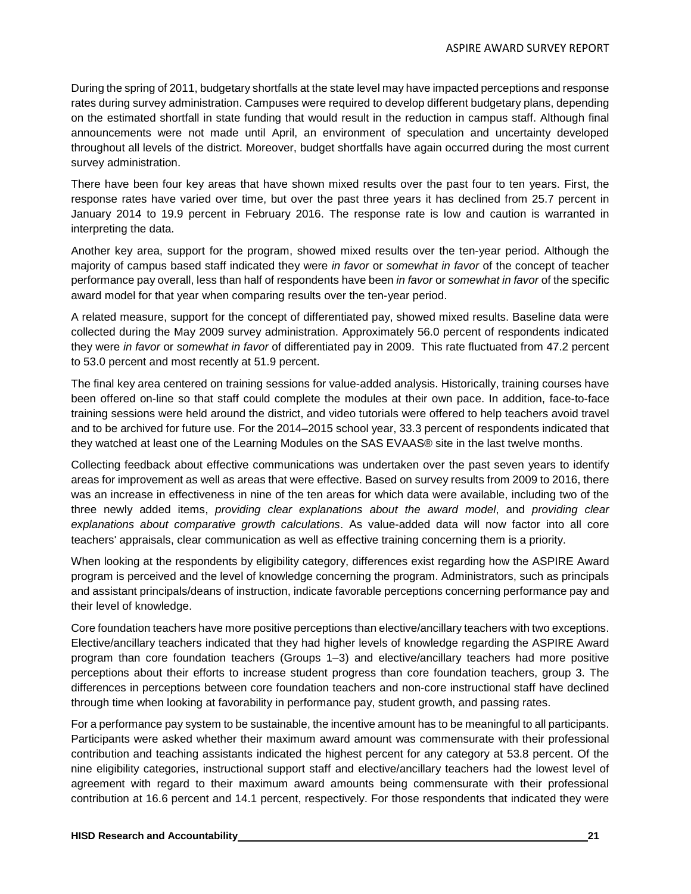During the spring of 2011, budgetary shortfalls at the state level may have impacted perceptions and response rates during survey administration. Campuses were required to develop different budgetary plans, depending on the estimated shortfall in state funding that would result in the reduction in campus staff. Although final announcements were not made until April, an environment of speculation and uncertainty developed throughout all levels of the district. Moreover, budget shortfalls have again occurred during the most current survey administration.

There have been four key areas that have shown mixed results over the past four to ten years. First, the response rates have varied over time, but over the past three years it has declined from 25.7 percent in January 2014 to 19.9 percent in February 2016. The response rate is low and caution is warranted in interpreting the data.

Another key area, support for the program, showed mixed results over the ten-year period. Although the majority of campus based staff indicated they were *in favor* or *somewhat in favor* of the concept of teacher performance pay overall, less than half of respondents have been *in favor* or *somewhat in favor* of the specific award model for that year when comparing results over the ten-year period.

A related measure, support for the concept of differentiated pay, showed mixed results. Baseline data were collected during the May 2009 survey administration. Approximately 56.0 percent of respondents indicated they were *in favor* or *somewhat in favor* of differentiated pay in 2009. This rate fluctuated from 47.2 percent to 53.0 percent and most recently at 51.9 percent.

The final key area centered on training sessions for value-added analysis. Historically, training courses have been offered on-line so that staff could complete the modules at their own pace. In addition, face-to-face training sessions were held around the district, and video tutorials were offered to help teachers avoid travel and to be archived for future use. For the 2014–2015 school year, 33.3 percent of respondents indicated that they watched at least one of the Learning Modules on the SAS EVAAS® site in the last twelve months.

Collecting feedback about effective communications was undertaken over the past seven years to identify areas for improvement as well as areas that were effective. Based on survey results from 2009 to 2016, there was an increase in effectiveness in nine of the ten areas for which data were available, including two of the three newly added items, *providing clear explanations about the award model*, and *providing clear explanations about comparative growth calculations*. As value-added data will now factor into all core teachers' appraisals, clear communication as well as effective training concerning them is a priority.

When looking at the respondents by eligibility category, differences exist regarding how the ASPIRE Award program is perceived and the level of knowledge concerning the program. Administrators, such as principals and assistant principals/deans of instruction, indicate favorable perceptions concerning performance pay and their level of knowledge.

Core foundation teachers have more positive perceptions than elective/ancillary teachers with two exceptions. Elective/ancillary teachers indicated that they had higher levels of knowledge regarding the ASPIRE Award program than core foundation teachers (Groups 1–3) and elective/ancillary teachers had more positive perceptions about their efforts to increase student progress than core foundation teachers, group 3. The differences in perceptions between core foundation teachers and non-core instructional staff have declined through time when looking at favorability in performance pay, student growth, and passing rates.

For a performance pay system to be sustainable, the incentive amount has to be meaningful to all participants. Participants were asked whether their maximum award amount was commensurate with their professional contribution and teaching assistants indicated the highest percent for any category at 53.8 percent. Of the nine eligibility categories, instructional support staff and elective/ancillary teachers had the lowest level of agreement with regard to their maximum award amounts being commensurate with their professional contribution at 16.6 percent and 14.1 percent, respectively. For those respondents that indicated they were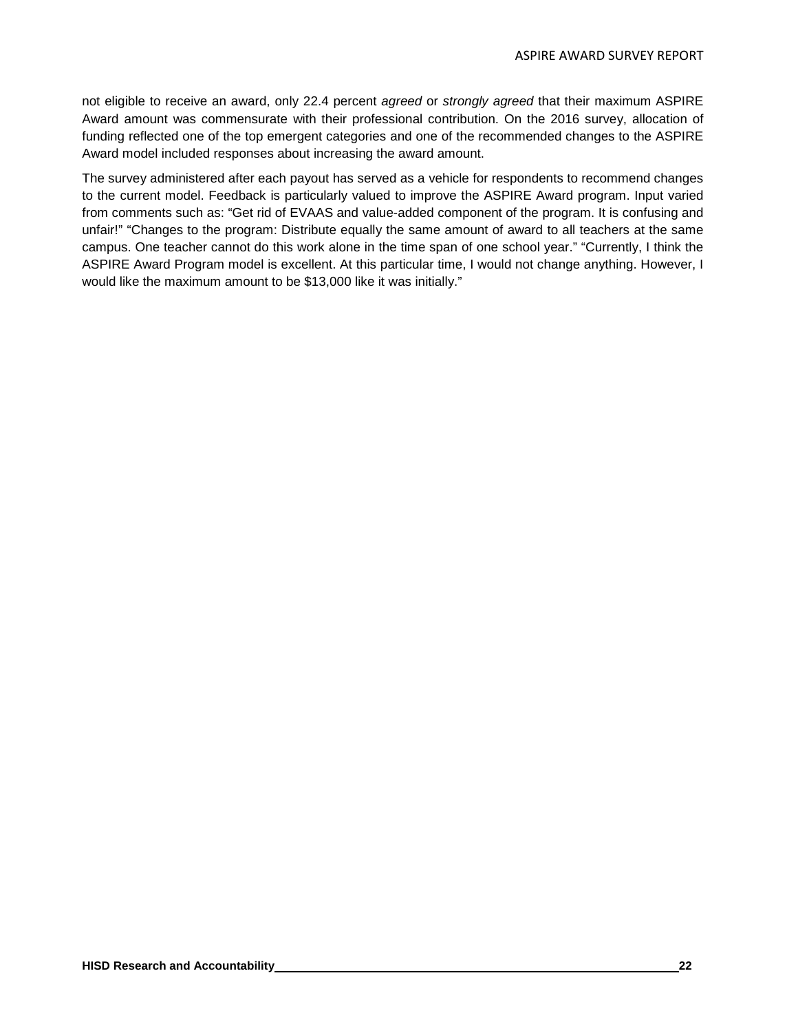not eligible to receive an award, only 22.4 percent *agreed* or *strongly agreed* that their maximum ASPIRE Award amount was commensurate with their professional contribution. On the 2016 survey, allocation of funding reflected one of the top emergent categories and one of the recommended changes to the ASPIRE Award model included responses about increasing the award amount.

The survey administered after each payout has served as a vehicle for respondents to recommend changes to the current model. Feedback is particularly valued to improve the ASPIRE Award program. Input varied from comments such as: "Get rid of EVAAS and value-added component of the program. It is confusing and unfair!" "Changes to the program: Distribute equally the same amount of award to all teachers at the same campus. One teacher cannot do this work alone in the time span of one school year." "Currently, I think the ASPIRE Award Program model is excellent. At this particular time, I would not change anything. However, I would like the maximum amount to be $13,000 like it was initially."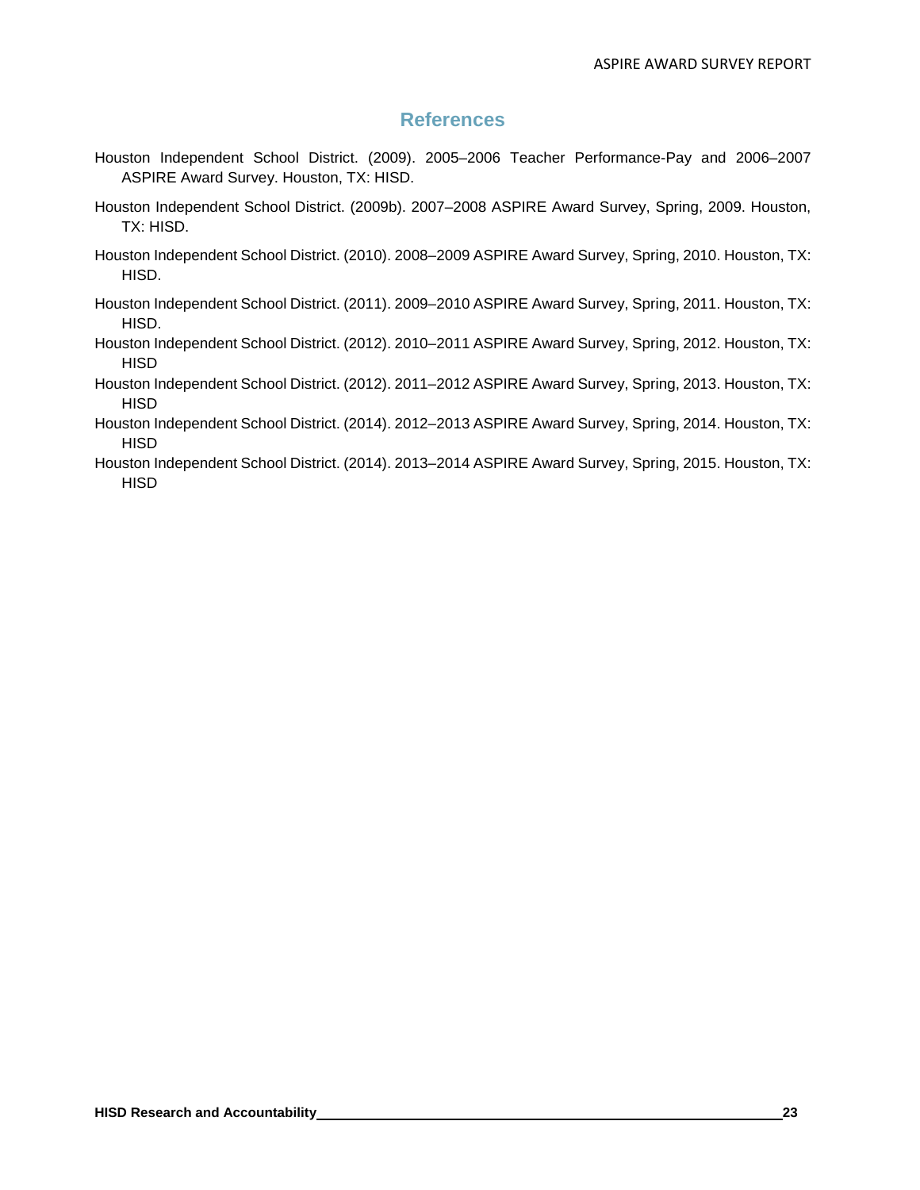## References

Houston Independent School District. (2009). 2005–2006 Teacher Performance-Pay and 2006–2007 ASPIRE Award Survey. Houston, TX: HISD.

Houston Independent School District. (2009b). 2007–2008 ASPIRE Award Survey, Spring, 2009. Houston, TX: HISD.

Houston Independent School District. (2010). 2008–2009 ASPIRE Award Survey, Spring, 2010. Houston, TX: HISD.

Houston Independent School District. (2011). 2009–2010 ASPIRE Award Survey, Spring, 2011. Houston, TX: HISD.

Houston Independent School District. (2012). 2010–2011 ASPIRE Award Survey, Spring, 2012. Houston, TX: HISD

Houston Independent School District. (2012). 2011–2012 ASPIRE Award Survey, Spring, 2013. Houston, TX: HISD

Houston Independent School District. (2014). 2012–2013 ASPIRE Award Survey, Spring, 2014. Houston, TX: HISD

Houston Independent School District. (2014). 2013–2014 ASPIRE Award Survey, Spring, 2015. Houston, TX: HISD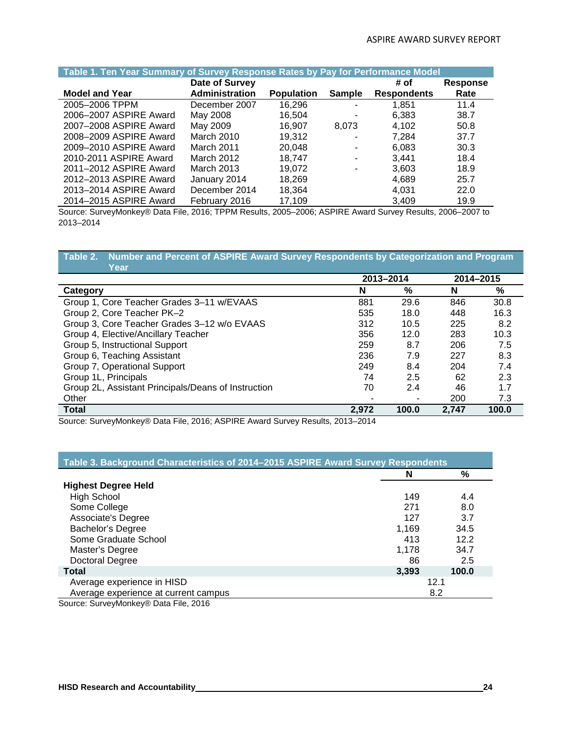**Table 1. Ten Year Summary of Survey Response Rates by Pay for Performance Model**

| Model and Year | Date of Survey Administration | Population | Sample | # of Respondents | Response Rate |
|---|---|---|---|---|---|
| 2005–2006 TPPM | December 2007 | 16,296 | - | 1,851 | 11.4 |
| 2006–2007 ASPIRE Award | May 2008 | 16,504 | - | 6,383 | 38.7 |
| 2007–2008 ASPIRE Award | May 2009 | 16,907 | 8,073 | 4,102 | 50.8 |
| 2008–2009 ASPIRE Award | March 2010 | 19,312 | - | 7,284 | 37.7 |
| 2009–2010 ASPIRE Award | March 2011 | 20,048 | - | 6,083 | 30.3 |
| 2010-2011 ASPIRE Award | March 2012 | 18,747 | - | 3,441 | 18.4 |
| 2011–2012 ASPIRE Award | March 2013 | 19,072 | - | 3,603 | 18.9 |
| 2012–2013 ASPIRE Award | January 2014 | 18,269 | | 4,689 | 25.7 |
| 2013–2014 ASPIRE Award | December 2014 | 18,364 | | 4,031 | 22.0 |
| 2014–2015 ASPIRE Award | February 2016 | 17,109 | | 3,409 | 19.9 |

Source: SurveyMonkey® Data File, 2016; TPPM Results, 2005–2006; ASPIRE Award Survey Results, 2006–2007 to 2013–2014

**Table 2. Number and Percent of ASPIRE Award Survey Respondents by Categorization and Program Year**

| | 2013–2014 | | 2014–2015 | |
|---|---|---|---|---|
| **Category** | **N** | **%** | **N** | **%** |
| Group 1, Core Teacher Grades 3–11 w/EVAAS | 881 | 29.6 | 846 | 30.8 |
| Group 2, Core Teacher PK–2 | 535 | 18.0 | 448 | 16.3 |
| Group 3, Core Teacher Grades 3–12 w/o EVAAS | 312 | 10.5 | 225 | 8.2 |
| Group 4, Elective/Ancillary Teacher | 356 | 12.0 | 283 | 10.3 |
| Group 5, Instructional Support | 259 | 8.7 | 206 | 7.5 |
| Group 6, Teaching Assistant | 236 | 7.9 | 227 | 8.3 |
| Group 7, Operational Support | 249 | 8.4 | 204 | 7.4 |
| Group 1L, Principals | 74 | 2.5 | 62 | 2.3 |
| Group 2L, Assistant Principals/Deans of Instruction | 70 | 2.4 | 46 | 1.7 |
| Other | - | - | 200 | 7.3 |
| **Total** | **2,972** | **100.0** | **2,747** | **100.0** |

Source: SurveyMonkey® Data File, 2016; ASPIRE Award Survey Results, 2013–2014

**Table 3. Background Characteristics of 2014–2015 ASPIRE Award Survey Respondents**

| | N | % |
|---|---|---|
| **Highest Degree Held** | | |
| High School | 149 | 4.4 |
| Some College | 271 | 8.0 |
| Associate's Degree | 127 | 3.7 |
| Bachelor's Degree | 1,169 | 34.5 |
| Some Graduate School | 413 | 12.2 |
| Master's Degree | 1,178 | 34.7 |
| Doctoral Degree | 86 | 2.5 |
| **Total** | **3,393** | **100.0** |
| Average experience in HISD | 12.1 | |
| Average experience at current campus | 8.2 | |

Source: SurveyMonkey® Data File, 2016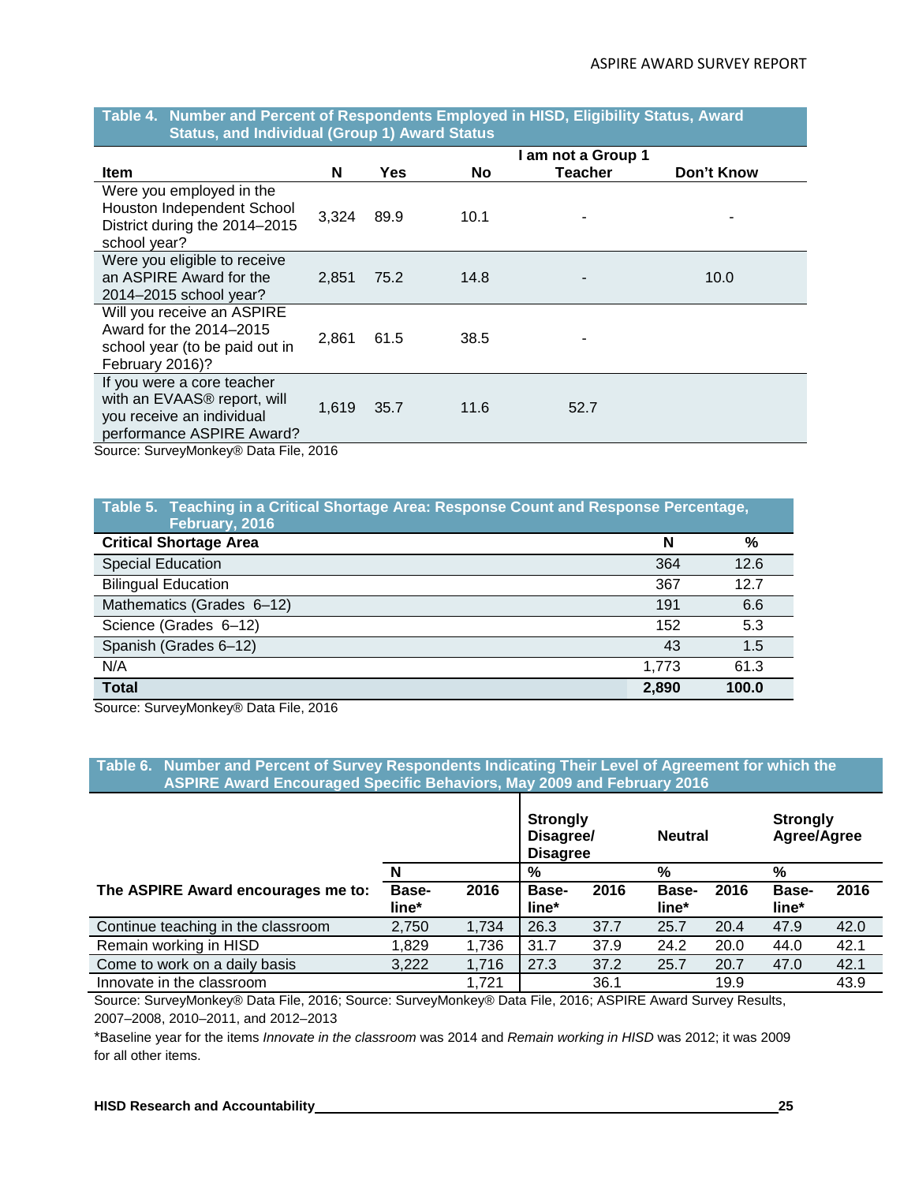**Table 4. Number and Percent of Respondents Employed in HISD, Eligibility Status, Award Status, and Individual (Group 1) Award Status**

| Item | N | Yes | No | I am not a Group 1 Teacher | Don't Know |
|---|---|---|---|---|---|
| Were you employed in the Houston Independent School District during the 2014–2015 school year? | 3,324 | 89.9 | 10.1 | - | - |
| Were you eligible to receive an ASPIRE Award for the 2014–2015 school year? | 2,851 | 75.2 | 14.8 | - | 10.0 |
| Will you receive an ASPIRE Award for the 2014–2015 school year (to be paid out in February 2016)? | 2,861 | 61.5 | 38.5 | - | |
| If you were a core teacher with an EVAAS® report, will you receive an individual performance ASPIRE Award? | 1,619 | 35.7 | 11.6 | 52.7 | |

Source: SurveyMonkey® Data File, 2016

**Table 5. Teaching in a Critical Shortage Area: Response Count and Response Percentage, February, 2016**

| Critical Shortage Area | N | % |
|---|---|---|
| Special Education | 364 | 12.6 |
| Bilingual Education | 367 | 12.7 |
| Mathematics (Grades 6–12) | 191 | 6.6 |
| Science (Grades 6–12) | 152 | 5.3 |
| Spanish (Grades 6–12) | 43 | 1.5 |
| N/A | 1,773 | 61.3 |
| **Total** | **2,890** | **100.0** |

Source: SurveyMonkey® Data File, 2016

**Table 6. Number and Percent of Survey Respondents Indicating Their Level of Agreement for which the ASPIRE Award Encouraged Specific Behaviors, May 2009 and February 2016**

| | | | Strongly Disagree/ Disagree | | Neutral | | Strongly Agree/Agree | |
|---|---|---|---|---|---|---|---|---|
| | N | | % | | % | | % | |
| The ASPIRE Award encourages me to: | Base-line* | 2016 | Base-line* | 2016 | Base-line* | 2016 | Base-line* | 2016 |
| Continue teaching in the classroom | 2,750 | 1,734 | 26.3 | 37.7 | 25.7 | 20.4 | 47.9 | 42.0 |
| Remain working in HISD | 1,829 | 1,736 | 31.7 | 37.9 | 24.2 | 20.0 | 44.0 | 42.1 |
| Come to work on a daily basis | 3,222 | 1,716 | 27.3 | 37.2 | 25.7 | 20.7 | 47.0 | 42.1 |
| Innovate in the classroom | | 1,721 | | 36.1 | | 19.9 | | 43.9 |

Source: SurveyMonkey® Data File, 2016; Source: SurveyMonkey® Data File, 2016; ASPIRE Award Survey Results, 2007–2008, 2010–2011, and 2012–2013

*Baseline year for the items *Innovate in the classroom* was 2014 and *Remain working in HISD* was 2012; it was 2009 for all other items.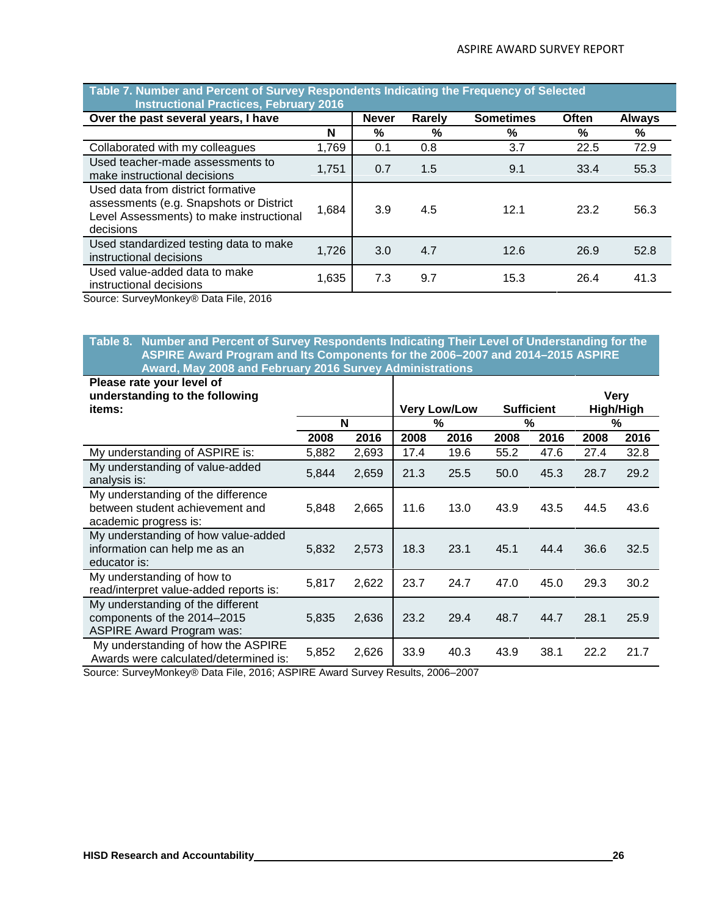**Table 7. Number and Percent of Survey Respondents Indicating the Frequency of Selected Instructional Practices, February 2016**

| Over the past several years, I have | | Never | Rarely | Sometimes | Often | Always |
|---|---|---|---|---|---|---|
| | N | % | % | % | % | % |
| Collaborated with my colleagues | 1,769 | 0.1 | 0.8 | 3.7 | 22.5 | 72.9 |
| Used teacher-made assessments to make instructional decisions | 1,751 | 0.7 | 1.5 | 9.1 | 33.4 | 55.3 |
| Used data from district formative assessments (e.g. Snapshots or District Level Assessments) to make instructional decisions | 1,684 | 3.9 | 4.5 | 12.1 | 23.2 | 56.3 |
| Used standardized testing data to make instructional decisions | 1,726 | 3.0 | 4.7 | 12.6 | 26.9 | 52.8 |
| Used value-added data to make instructional decisions | 1,635 | 7.3 | 9.7 | 15.3 | 26.4 | 41.3 |

Source: SurveyMonkey® Data File, 2016

**Table 8. Number and Percent of Survey Respondents Indicating Their Level of Understanding for the ASPIRE Award Program and Its Components for the 2006–2007 and 2014–2015 ASPIRE Award, May 2008 and February 2016 Survey Administrations**

| Please rate your level of understanding to the following items: | | | Very Low/Low | | Sufficient | | Very High/High | |
|---|---|---|---|---|---|---|---|---|
| | N | | % | | % | | % | |
| | 2008 | 2016 | 2008 | 2016 | 2008 | 2016 | 2008 | 2016 |
| My understanding of ASPIRE is: | 5,882 | 2,693 | 17.4 | 19.6 | 55.2 | 47.6 | 27.4 | 32.8 |
| My understanding of value-added analysis is: | 5,844 | 2,659 | 21.3 | 25.5 | 50.0 | 45.3 | 28.7 | 29.2 |
| My understanding of the difference between student achievement and academic progress is: | 5,848 | 2,665 | 11.6 | 13.0 | 43.9 | 43.5 | 44.5 | 43.6 |
| My understanding of how value-added information can help me as an educator is: | 5,832 | 2,573 | 18.3 | 23.1 | 45.1 | 44.4 | 36.6 | 32.5 |
| My understanding of how to read/interpret value-added reports is: | 5,817 | 2,622 | 23.7 | 24.7 | 47.0 | 45.0 | 29.3 | 30.2 |
| My understanding of the different components of the 2014–2015 ASPIRE Award Program was: | 5,835 | 2,636 | 23.2 | 29.4 | 48.7 | 44.7 | 28.1 | 25.9 |
| My understanding of how the ASPIRE Awards were calculated/determined is: | 5,852 | 2,626 | 33.9 | 40.3 | 43.9 | 38.1 | 22.2 | 21.7 |

Source: SurveyMonkey® Data File, 2016; ASPIRE Award Survey Results, 2006–2007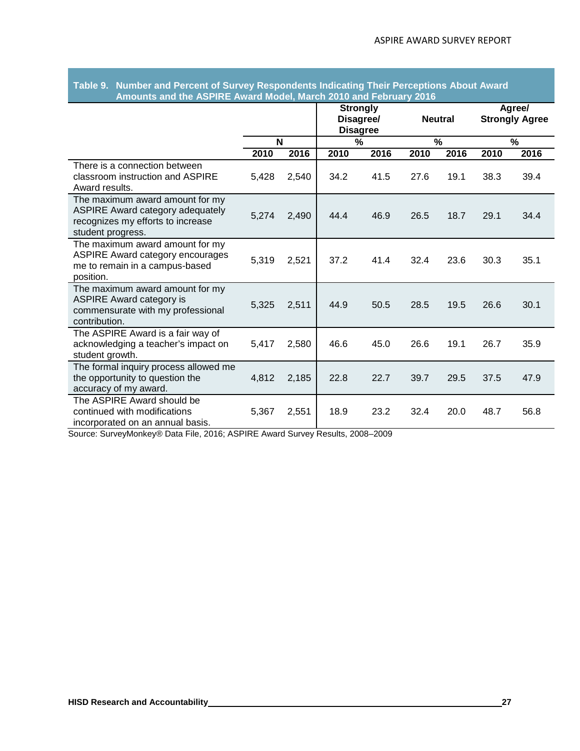**Table 9. Number and Percent of Survey Respondents Indicating Their Perceptions About Award Amounts and the ASPIRE Award Model, March 2010 and February 2016**

| | N | | Strongly Disagree/ Disagree % | | Neutral % | | Agree/ Strongly Agree % | |
|---|---|---|---|---|---|---|---|---|
| | 2010 | 2016 | 2010 | 2016 | 2010 | 2016 | 2010 | 2016 |
| There is a connection between classroom instruction and ASPIRE Award results. | 5,428 | 2,540 | 34.2 | 41.5 | 27.6 | 19.1 | 38.3 | 39.4 |
| The maximum award amount for my ASPIRE Award category adequately recognizes my efforts to increase student progress. | 5,274 | 2,490 | 44.4 | 46.9 | 26.5 | 18.7 | 29.1 | 34.4 |
| The maximum award amount for my ASPIRE Award category encourages me to remain in a campus-based position. | 5,319 | 2,521 | 37.2 | 41.4 | 32.4 | 23.6 | 30.3 | 35.1 |
| The maximum award amount for my ASPIRE Award category is commensurate with my professional contribution. | 5,325 | 2,511 | 44.9 | 50.5 | 28.5 | 19.5 | 26.6 | 30.1 |
| The ASPIRE Award is a fair way of acknowledging a teacher's impact on student growth. | 5,417 | 2,580 | 46.6 | 45.0 | 26.6 | 19.1 | 26.7 | 35.9 |
| The formal inquiry process allowed me the opportunity to question the accuracy of my award. | 4,812 | 2,185 | 22.8 | 22.7 | 39.7 | 29.5 | 37.5 | 47.9 |
| The ASPIRE Award should be continued with modifications incorporated on an annual basis. | 5,367 | 2,551 | 18.9 | 23.2 | 32.4 | 20.0 | 48.7 | 56.8 |

Source: SurveyMonkey® Data File, 2016; ASPIRE Award Survey Results, 2008–2009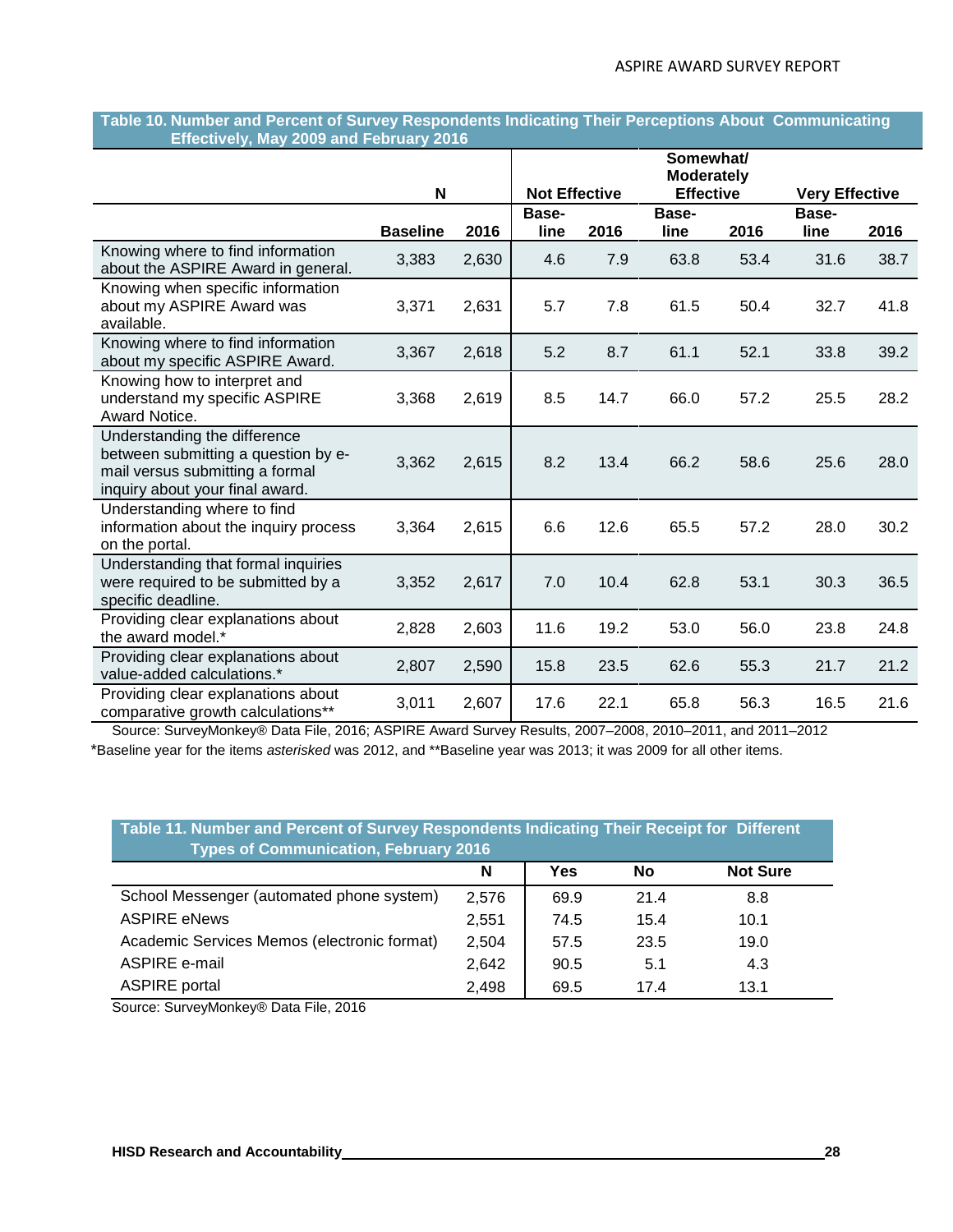**Table 10. Number and Percent of Survey Respondents Indicating Their Perceptions About Communicating Effectively, May 2009 and February 2016**

| | N | | Not Effective | | Somewhat/ Moderately Effective | | Very Effective | |
|---|---|---|---|---|---|---|---|---|
| | Baseline | 2016 | Base-line | 2016 | Base-line | 2016 | Base-line | 2016 |
| Knowing where to find information about the ASPIRE Award in general. | 3,383 | 2,630 | 4.6 | 7.9 | 63.8 | 53.4 | 31.6 | 38.7 |
| Knowing when specific information about my ASPIRE Award was available. | 3,371 | 2,631 | 5.7 | 7.8 | 61.5 | 50.4 | 32.7 | 41.8 |
| Knowing where to find information about my specific ASPIRE Award. | 3,367 | 2,618 | 5.2 | 8.7 | 61.1 | 52.1 | 33.8 | 39.2 |
| Knowing how to interpret and understand my specific ASPIRE Award Notice. | 3,368 | 2,619 | 8.5 | 14.7 | 66.0 | 57.2 | 25.5 | 28.2 |
| Understanding the difference between submitting a question by e-mail versus submitting a formal inquiry about your final award. | 3,362 | 2,615 | 8.2 | 13.4 | 66.2 | 58.6 | 25.6 | 28.0 |
| Understanding where to find information about the inquiry process on the portal. | 3,364 | 2,615 | 6.6 | 12.6 | 65.5 | 57.2 | 28.0 | 30.2 |
| Understanding that formal inquiries were required to be submitted by a specific deadline. | 3,352 | 2,617 | 7.0 | 10.4 | 62.8 | 53.1 | 30.3 | 36.5 |
| Providing clear explanations about the award model.* | 2,828 | 2,603 | 11.6 | 19.2 | 53.0 | 56.0 | 23.8 | 24.8 |
| Providing clear explanations about value-added calculations.* | 2,807 | 2,590 | 15.8 | 23.5 | 62.6 | 55.3 | 21.7 | 21.2 |
| Providing clear explanations about comparative growth calculations** | 3,011 | 2,607 | 17.6 | 22.1 | 65.8 | 56.3 | 16.5 | 21.6 |

Source: SurveyMonkey® Data File, 2016; ASPIRE Award Survey Results, 2007–2008, 2010–2011, and 2011–2012

*Baseline year for the items *asterisked* was 2012, and **Baseline year was 2013; it was 2009 for all other items.

**Table 11. Number and Percent of Survey Respondents Indicating Their Receipt for Different Types of Communication, February 2016**

| | N | Yes | No | Not Sure |
|---|---|---|---|---|
| School Messenger (automated phone system) | 2,576 | 69.9 | 21.4 | 8.8 |
| ASPIRE eNews | 2,551 | 74.5 | 15.4 | 10.1 |
| Academic Services Memos (electronic format) | 2,504 | 57.5 | 23.5 | 19.0 |
| ASPIRE e-mail | 2,642 | 90.5 | 5.1 | 4.3 |
| ASPIRE portal | 2,498 | 69.5 | 17.4 | 13.1 |

Source: SurveyMonkey® Data File, 2016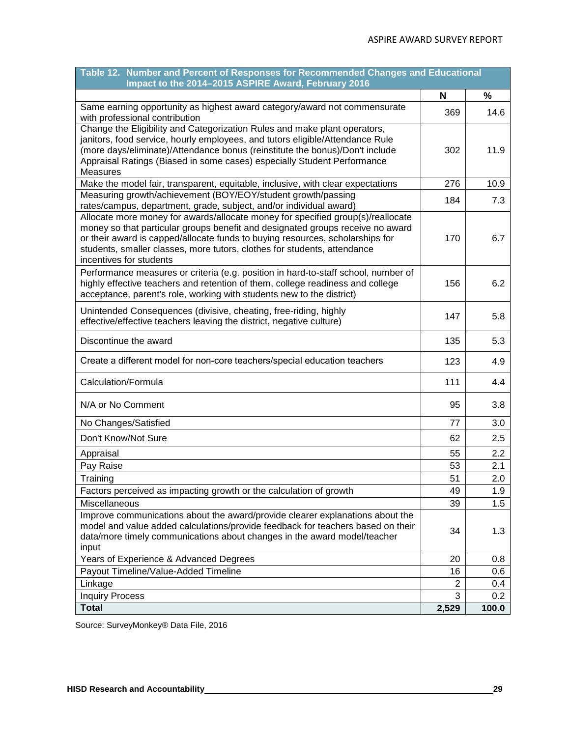**Table 12. Number and Percent of Responses for Recommended Changes and Educational Impact to the 2014–2015 ASPIRE Award, February 2016**

| | N | % |
|---|---|---|
| Same earning opportunity as highest award category/award not commensurate with professional contribution | 369 | 14.6 |
| Change the Eligibility and Categorization Rules and make plant operators, janitors, food service, hourly employees, and tutors eligible/Attendance Rule (more days/eliminate)/Attendance bonus (reinstitute the bonus)/Don't include Appraisal Ratings (Biased in some cases) especially Student Performance Measures | 302 | 11.9 |
| Make the model fair, transparent, equitable, inclusive, with clear expectations | 276 | 10.9 |
| Measuring growth/achievement (BOY/EOY/student growth/passing rates/campus, department, grade, subject, and/or individual award) | 184 | 7.3 |
| Allocate more money for awards/allocate money for specified group(s)/reallocate money so that particular groups benefit and designated groups receive no award or their award is capped/allocate funds to buying resources, scholarships for students, smaller classes, more tutors, clothes for students, attendance incentives for students | 170 | 6.7 |
| Performance measures or criteria (e.g. position in hard-to-staff school, number of highly effective teachers and retention of them, college readiness and college acceptance, parent's role, working with students new to the district) | 156 | 6.2 |
| Unintended Consequences (divisive, cheating, free-riding, highly effective/effective teachers leaving the district, negative culture) | 147 | 5.8 |
| Discontinue the award | 135 | 5.3 |
| Create a different model for non-core teachers/special education teachers | 123 | 4.9 |
| Calculation/Formula | 111 | 4.4 |
| N/A or No Comment | 95 | 3.8 |
| No Changes/Satisfied | 77 | 3.0 |
| Don't Know/Not Sure | 62 | 2.5 |
| Appraisal | 55 | 2.2 |
| Pay Raise | 53 | 2.1 |
| Training | 51 | 2.0 |
| Factors perceived as impacting growth or the calculation of growth | 49 | 1.9 |
| Miscellaneous | 39 | 1.5 |
| Improve communications about the award/provide clearer explanations about the model and value added calculations/provide feedback for teachers based on their data/more timely communications about changes in the award model/teacher input | 34 | 1.3 |
| Years of Experience & Advanced Degrees | 20 | 0.8 |
| Payout Timeline/Value-Added Timeline | 16 | 0.6 |
| Linkage | 2 | 0.4 |
| Inquiry Process | 3 | 0.2 |
| **Total** | **2,529** | **100.0** |

Source: SurveyMonkey® Data File, 2016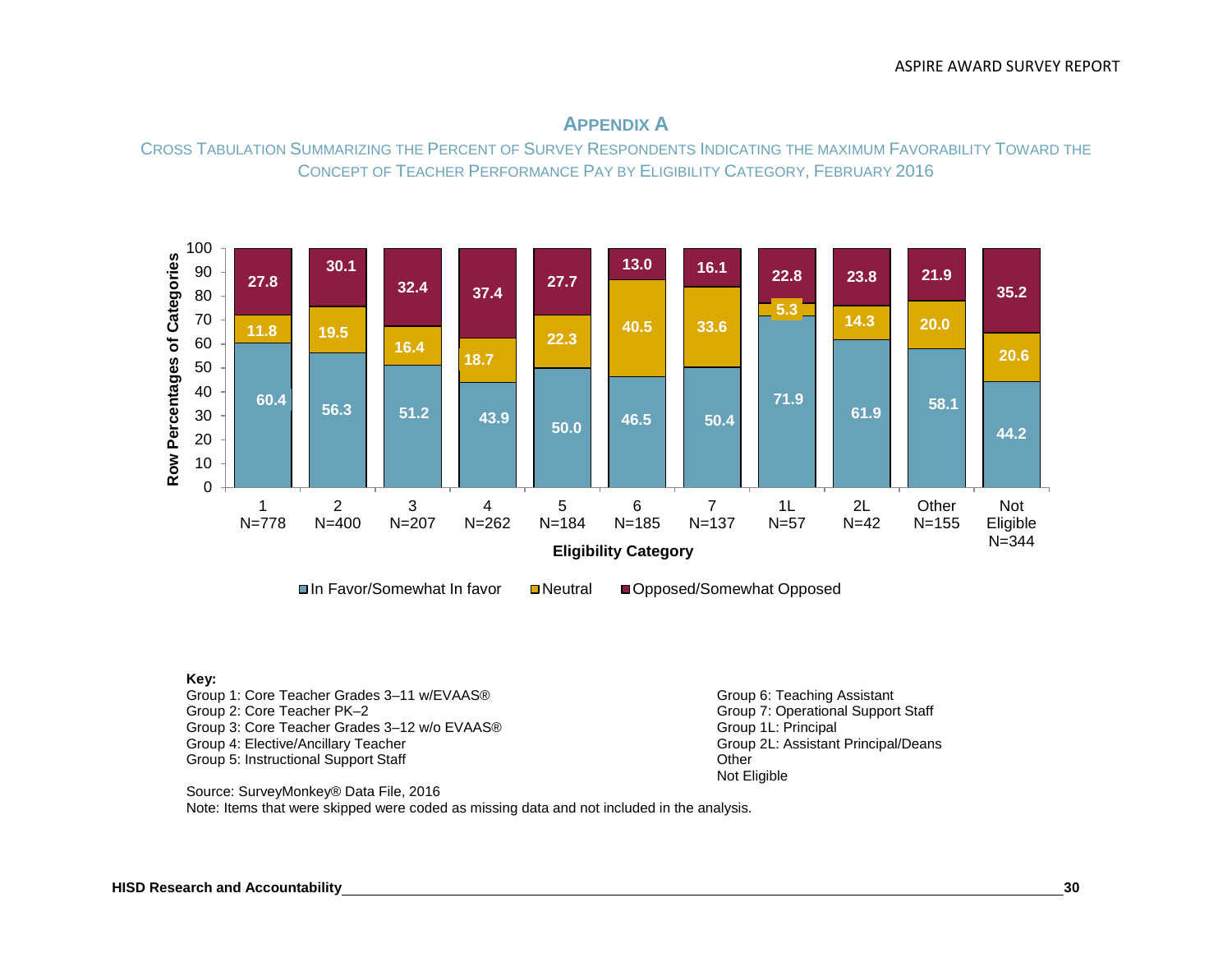# Appendix A

Cross Tabulation Summarizing the Percent of Survey Respondents Indicating the Maximum Favorability Toward the Concept of Teacher Performance Pay by Eligibility Category, February 2016

| Eligibility Category | In Favor/Somewhat In favor | Neutral | Opposed/Somewhat Opposed |
|---|---|---|---|
| 1 N=778 | 60.4 | 11.8 | 27.8 |
| 2 N=400 | 56.3 | 19.5 | 30.1 |
| 3 N=207 | 51.2 | 16.4 | 32.4 |
| 4 N=262 | 43.9 | 18.7 | 37.4 |
| 5 N=184 | 50.0 | 22.3 | 27.7 |
| 6 N=185 | 46.5 | 40.5 | 13.0 |
| 7 N=137 | 50.4 | 33.6 | 16.1 |
| 1L N=57 | 71.9 | 5.3 | 22.8 |
| 2L N=42 | 61.9 | 14.3 | 23.8 |
| Other N=155 | 58.1 | 20.0 | 21.9 |
| Not Eligible N=344 | 44.2 | 20.6 | 35.2 |

(Y-axis: Row Percentages of Categories; X-axis: Eligibility Category)

**Key:**

Group 1: Core Teacher Grades 3–11 w/EVAAS®
Group 2: Core Teacher PK–2
Group 3: Core Teacher Grades 3–12 w/o EVAAS®
Group 4: Elective/Ancillary Teacher
Group 5: Instructional Support Staff
Group 6: Teaching Assistant
Group 7: Operational Support Staff
Group 1L: Principal
Group 2L: Assistant Principal/Deans
Other
Not Eligible

Source: SurveyMonkey® Data File, 2016
Note: Items that were skipped were coded as missing data and not included in the analysis.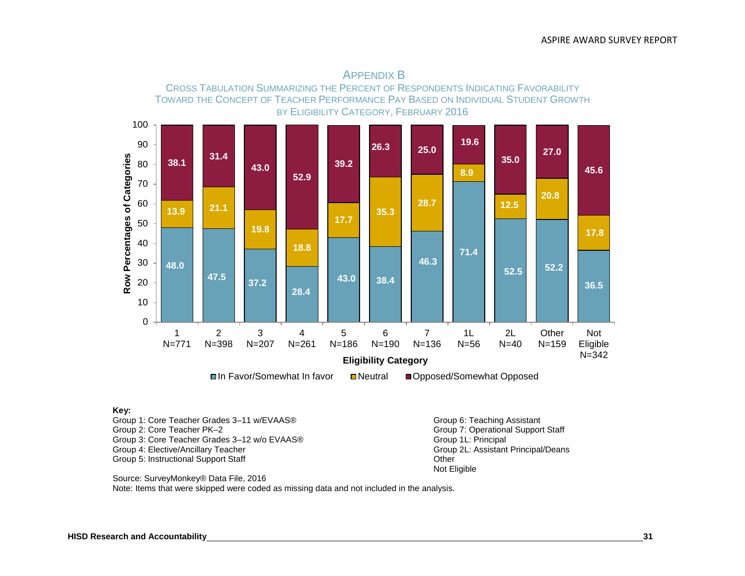# Appendix B

## Cross Tabulation Summarizing the Percent of Respondents Indicating Favorability Toward the Concept of Teacher Performance Pay Based on Individual Student Growth by Eligibility Category, February 2016

| Eligibility Category | In Favor/Somewhat In favor | Neutral | Opposed/Somewhat Opposed |
|---|---|---|---|
| 1 N=771 | 48.0 | 13.9 | 38.1 |
| 2 N=398 | 47.5 | 21.1 | 31.4 |
| 3 N=207 | 37.2 | 19.8 | 43.0 |
| 4 N=261 | 28.4 | 18.8 | 52.9 |
| 5 N=186 | 43.0 | 17.7 | 39.2 |
| 6 N=190 | 38.4 | 35.3 | 26.3 |
| 7 N=136 | 46.3 | 28.7 | 25.0 |
| 1L N=56 | 71.4 | 8.9 | 19.6 |
| 2L N=40 | 52.5 | 12.5 | 35.0 |
| Other N=159 | 52.2 | 20.8 | 27.0 |
| Not Eligible N=342 | 36.5 | 17.8 | 45.6 |

(Y-axis: Row Percentages of Categories; X-axis: Eligibility Category)

**Key:**

Group 1: Core Teacher Grades 3–11 w/EVAAS®
Group 2: Core Teacher PK–2
Group 3: Core Teacher Grades 3–12 w/o EVAAS®
Group 4: Elective/Ancillary Teacher
Group 5: Instructional Support Staff
Group 6: Teaching Assistant
Group 7: Operational Support Staff
Group 1L: Principal
Group 2L: Assistant Principal/Deans
Other
Not Eligible

Source: SurveyMonkey® Data File, 2016
Note: Items that were skipped were coded as missing data and not included in the analysis.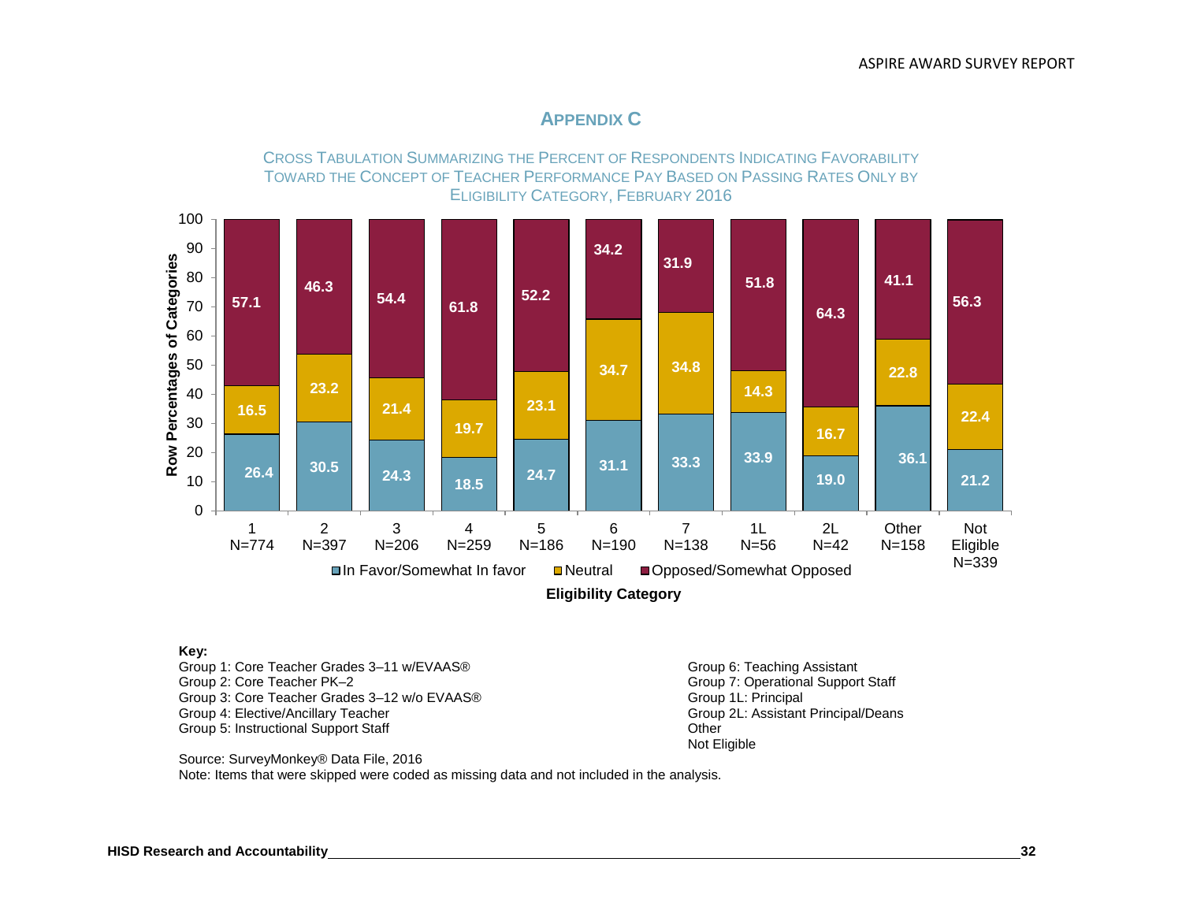# APPENDIX C

CROSS TABULATION SUMMARIZING THE PERCENT OF RESPONDENTS INDICATING FAVORABILITY TOWARD THE CONCEPT OF TEACHER PERFORMANCE PAY BASED ON PASSING RATES ONLY BY ELIGIBILITY CATEGORY, FEBRUARY 2016

| Eligibility Category | In Favor/Somewhat In favor | Neutral | Opposed/Somewhat Opposed |
|---|---|---|---|
| 1 N=774 | 26.4 | 16.5 | 57.1 |
| 2 N=397 | 30.5 | 23.2 | 46.3 |
| 3 N=206 | 24.3 | 21.4 | 54.4 |
| 4 N=259 | 18.5 | 19.7 | 61.8 |
| 5 N=186 | 24.7 | 23.1 | 52.2 |
| 6 N=190 | 31.1 | 34.7 | 34.2 |
| 7 N=138 | 33.3 | 34.8 | 31.9 |
| 1L N=56 | 33.9 | 14.3 | 51.8 |
| 2L N=42 | 19.0 | 16.7 | 64.3 |
| Other N=158 | 36.1 | 22.8 | 41.1 |
| Not Eligible N=339 | 21.2 | 22.4 | 56.3 |

**Key:**

Group 1: Core Teacher Grades 3–11 w/EVAAS®
Group 2: Core Teacher PK–2
Group 3: Core Teacher Grades 3–12 w/o EVAAS®
Group 4: Elective/Ancillary Teacher
Group 5: Instructional Support Staff
Group 6: Teaching Assistant
Group 7: Operational Support Staff
Group 1L: Principal
Group 2L: Assistant Principal/Deans
Other
Not Eligible

Source: SurveyMonkey® Data File, 2016
Note: Items that were skipped were coded as missing data and not included in the analysis.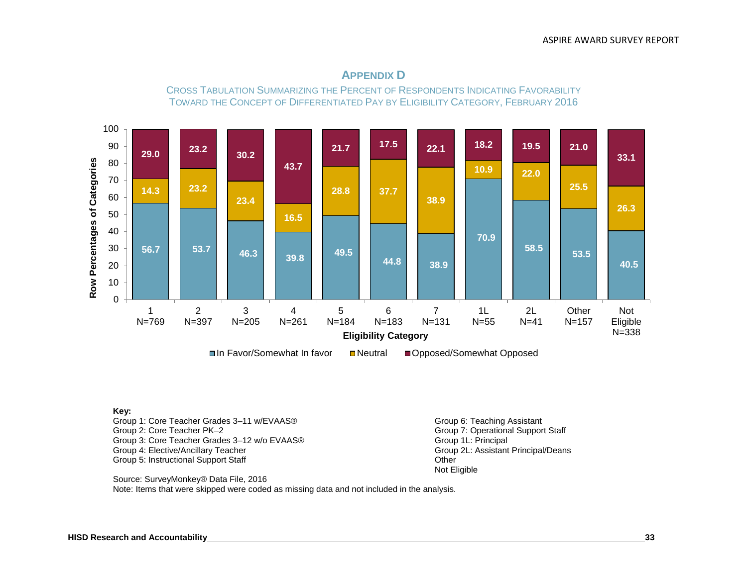# APPENDIX D

CROSS TABULATION SUMMARIZING THE PERCENT OF RESPONDENTS INDICATING FAVORABILITY TOWARD THE CONCEPT OF DIFFERENTIATED PAY BY ELIGIBILITY CATEGORY, FEBRUARY 2016

| Eligibility Category | In Favor/Somewhat In favor | Neutral | Opposed/Somewhat Opposed |
|---|---|---|---|
| 1 N=769 | 56.7 | 14.3 | 29.0 |
| 2 N=397 | 53.7 | 23.2 | 23.2 |
| 3 N=205 | 46.3 | 23.4 | 30.2 |
| 4 N=261 | 39.8 | 16.5 | 43.7 |
| 5 N=184 | 49.5 | 28.8 | 21.7 |
| 6 N=183 | 44.8 | 37.7 | 17.5 |
| 7 N=131 | 38.9 | 38.9 | 22.1 |
| 1L N=55 | 70.9 | 10.9 | 18.2 |
| 2L N=41 | 58.5 | 22.0 | 19.5 |
| Other N=157 | 53.5 | 25.5 | 21.0 |
| Not Eligible N=338 | 40.5 | 26.3 | 33.1 |

**Key:**

Group 1: Core Teacher Grades 3–11 w/EVAAS®
Group 2: Core Teacher PK–2
Group 3: Core Teacher Grades 3–12 w/o EVAAS®
Group 4: Elective/Ancillary Teacher
Group 5: Instructional Support Staff
Group 6: Teaching Assistant
Group 7: Operational Support Staff
Group 1L: Principal
Group 2L: Assistant Principal/Deans
Other
Not Eligible

Source: SurveyMonkey® Data File, 2016
Note: Items that were skipped were coded as missing data and not included in the analysis.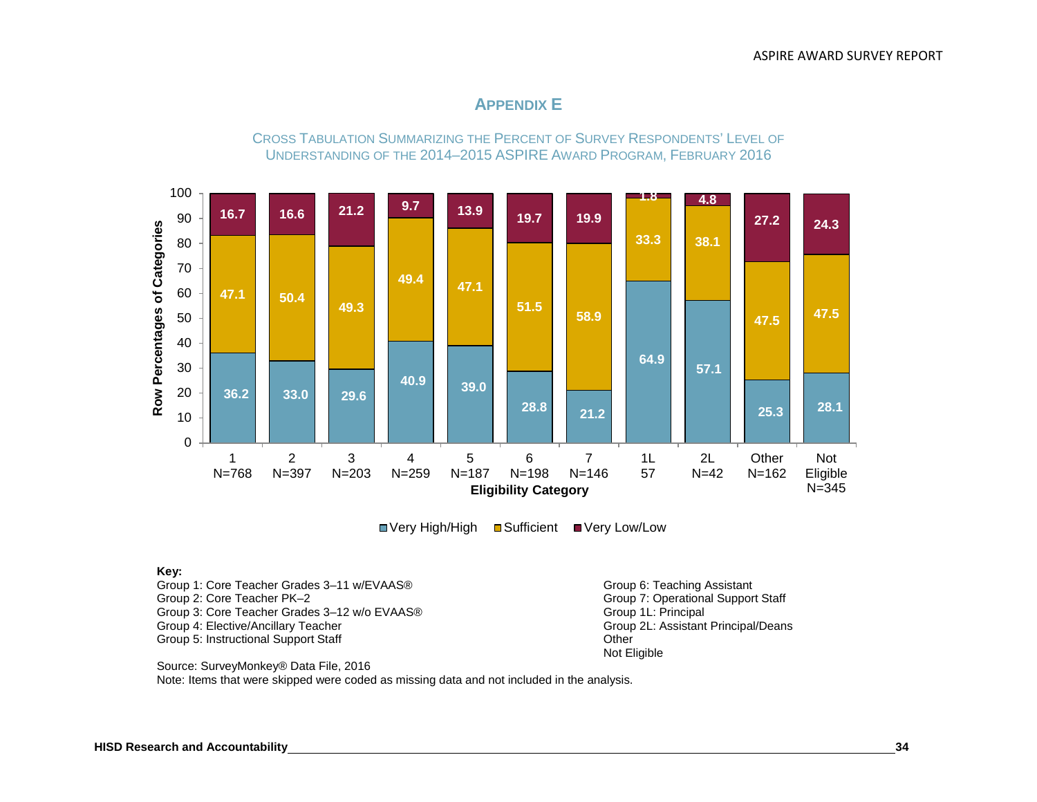## APPENDIX E

CROSS TABULATION SUMMARIZING THE PERCENT OF SURVEY RESPONDENTS' LEVEL OF UNDERSTANDING OF THE 2014–2015 ASPIRE AWARD PROGRAM, FEBRUARY 2016

| Eligibility Category | Very High/High | Sufficient | Very Low/Low |
|---|---|---|---|
| 1 N=768 | 36.2 | 47.1 | 16.7 |
| 2 N=397 | 33.0 | 50.4 | 16.6 |
| 3 N=203 | 29.6 | 49.3 | 21.2 |
| 4 N=259 | 40.9 | 49.4 | 9.7 |
| 5 N=187 | 39.0 | 47.1 | 13.9 |
| 6 N=198 | 28.8 | 51.5 | 19.7 |
| 7 N=146 | 21.2 | 58.9 | 19.9 |
| 1L 57 | 64.9 | 33.3 | 1.8 |
| 2L N=42 | 57.1 | 38.1 | 4.8 |
| Other N=162 | 25.3 | 47.5 | 27.2 |
| Not Eligible N=345 | 28.1 | 47.5 | 24.3 |

**Key:**

Group 1: Core Teacher Grades 3–11 w/EVAAS®
Group 2: Core Teacher PK–2
Group 3: Core Teacher Grades 3–12 w/o EVAAS®
Group 4: Elective/Ancillary Teacher
Group 5: Instructional Support Staff
Group 6: Teaching Assistant
Group 7: Operational Support Staff
Group 1L: Principal
Group 2L: Assistant Principal/Deans
Other
Not Eligible

Source: SurveyMonkey® Data File, 2016
Note: Items that were skipped were coded as missing data and not included in the analysis.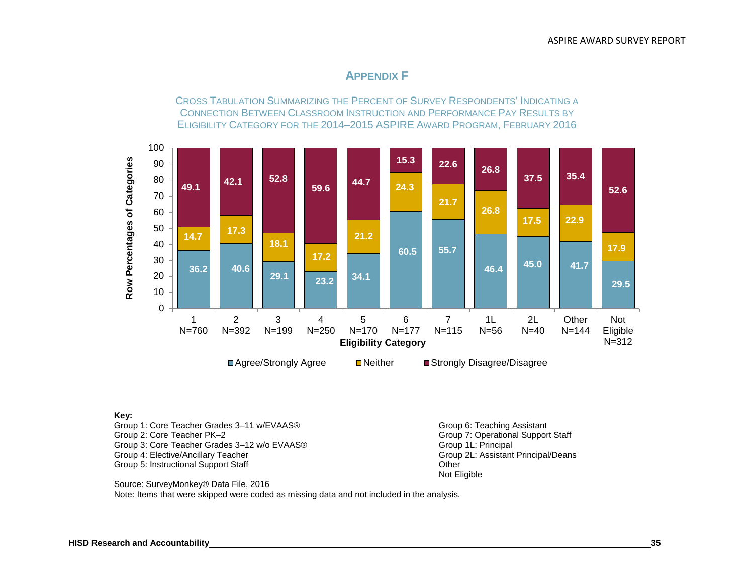## APPENDIX F

CROSS TABULATION SUMMARIZING THE PERCENT OF SURVEY RESPONDENTS' INDICATING A CONNECTION BETWEEN CLASSROOM INSTRUCTION AND PERFORMANCE PAY RESULTS BY ELIGIBILITY CATEGORY FOR THE 2014–2015 ASPIRE AWARD PROGRAM, FEBRUARY 2016

| Eligibility Category | Agree/Strongly Agree | Neither | Strongly Disagree/Disagree |
|---|---|---|---|
| 1 N=760 | 36.2 | 14.7 | 49.1 |
| 2 N=392 | 40.6 | 17.3 | 42.1 |
| 3 N=199 | 29.1 | 18.1 | 52.8 |
| 4 N=250 | 23.2 | 17.2 | 59.6 |
| 5 N=170 | 34.1 | 21.2 | 44.7 |
| 6 N=177 | 60.5 | 24.3 | 15.3 |
| 7 N=115 | 55.7 | 21.7 | 22.6 |
| 1L N=56 | 46.4 | 26.8 | 26.8 |
| 2L N=40 | 45.0 | 17.5 | 37.5 |
| Other N=144 | 41.7 | 22.9 | 35.4 |
| Not Eligible N=312 | 29.5 | 17.9 | 52.6 |

**Key:**

Group 1: Core Teacher Grades 3–11 w/EVAAS®
Group 2: Core Teacher PK–2
Group 3: Core Teacher Grades 3–12 w/o EVAAS®
Group 4: Elective/Ancillary Teacher
Group 5: Instructional Support Staff
Group 6: Teaching Assistant
Group 7: Operational Support Staff
Group 1L: Principal
Group 2L: Assistant Principal/Deans
Other
Not Eligible

Source: SurveyMonkey® Data File, 2016
Note: Items that were skipped were coded as missing data and not included in the analysis.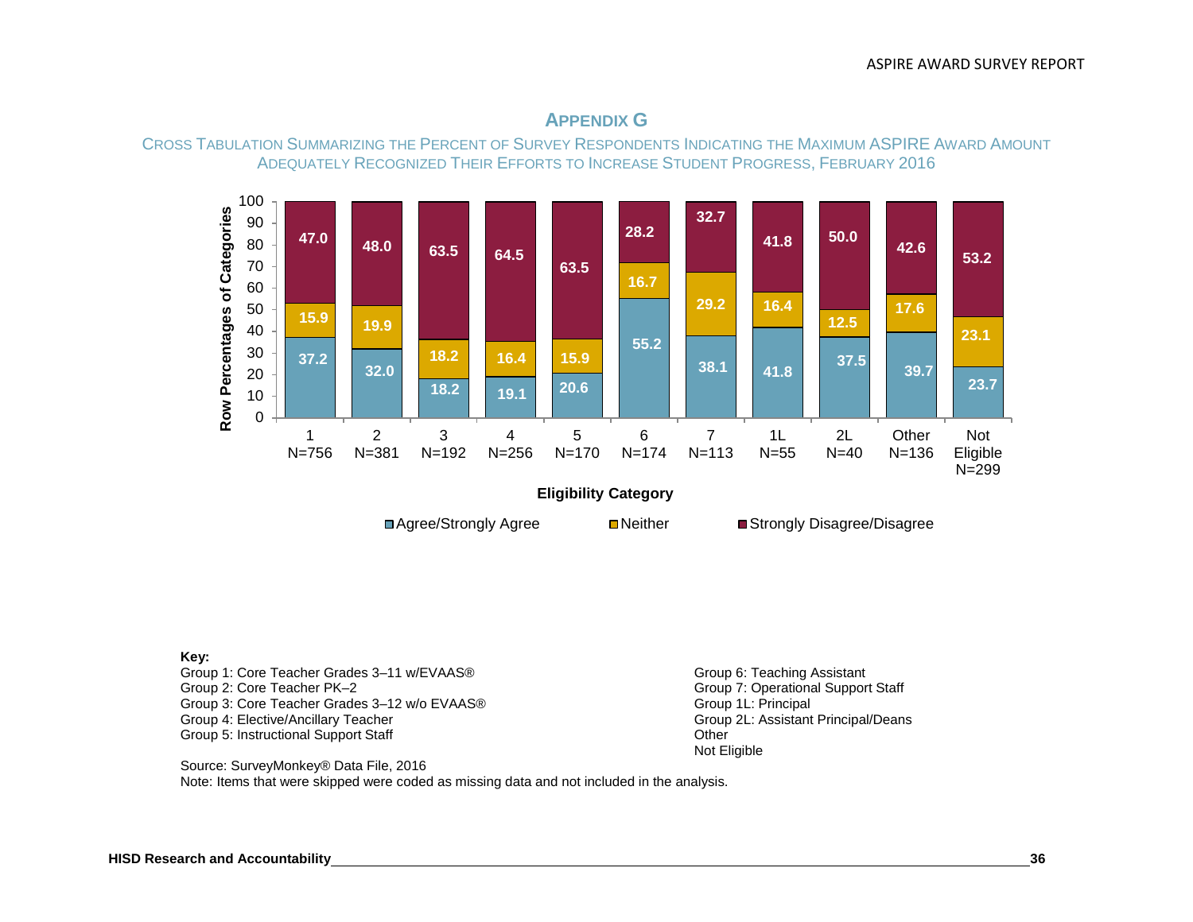## APPENDIX G

CROSS TABULATION SUMMARIZING THE PERCENT OF SURVEY RESPONDENTS INDICATING THE MAXIMUM ASPIRE AWARD AMOUNT ADEQUATELY RECOGNIZED THEIR EFFORTS TO INCREASE STUDENT PROGRESS, FEBRUARY 2016

| Eligibility Category | Agree/Strongly Agree | Neither | Strongly Disagree/Disagree |
|---|---|---|---|
| 1 (N=756) | 37.2 | 15.9 | 47.0 |
| 2 (N=381) | 32.0 | 19.9 | 48.0 |
| 3 (N=192) | 18.2 | 18.2 | 63.5 |
| 4 (N=256) | 19.1 | 16.4 | 64.5 |
| 5 (N=170) | 20.6 | 15.9 | 63.5 |
| 6 (N=174) | 55.2 | 16.7 | 28.2 |
| 7 (N=113) | 38.1 | 29.2 | 32.7 |
| 1L (N=55) | 41.8 | 16.4 | 41.8 |
| 2L (N=40) | 37.5 | 12.5 | 50.0 |
| Other (N=136) | 39.7 | 17.6 | 42.6 |
| Not Eligible (N=299) | 23.7 | 23.1 | 53.2 |

Row Percentages of Categories

**Key:**
Group 1: Core Teacher Grades 3–11 w/EVAAS®
Group 2: Core Teacher PK–2
Group 3: Core Teacher Grades 3–12 w/o EVAAS®
Group 4: Elective/Ancillary Teacher
Group 5: Instructional Support Staff
Group 6: Teaching Assistant
Group 7: Operational Support Staff
Group 1L: Principal
Group 2L: Assistant Principal/Deans
Other
Not Eligible

Source: SurveyMonkey® Data File, 2016
Note: Items that were skipped were coded as missing data and not included in the analysis.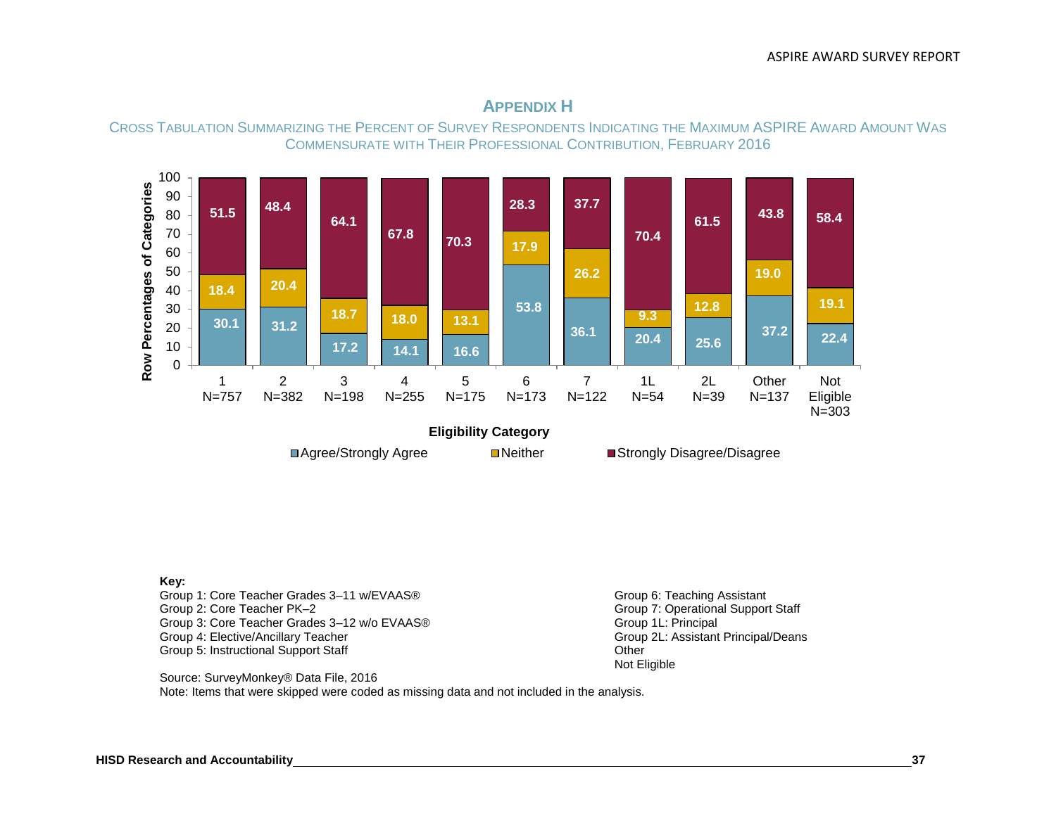## APPENDIX H

CROSS TABULATION SUMMARIZING THE PERCENT OF SURVEY RESPONDENTS INDICATING THE MAXIMUM ASPIRE AWARD AMOUNT WAS COMMENSURATE WITH THEIR PROFESSIONAL CONTRIBUTION, FEBRUARY 2016

| Eligibility Category | Agree/Strongly Agree | Neither | Strongly Disagree/Disagree |
|---|---|---|---|
| 1 N=757 | 30.1 | 18.4 | 51.5 |
| 2 N=382 | 31.2 | 20.4 | 48.4 |
| 3 N=198 | 17.2 | 18.7 | 64.1 |
| 4 N=255 | 14.1 | 18.0 | 67.8 |
| 5 N=175 | 16.6 | 13.1 | 70.3 |
| 6 N=173 | 53.8 | 17.9 | 28.3 |
| 7 N=122 | 36.1 | 26.2 | 37.7 |
| 1L N=54 | 20.4 | 9.3 | 70.4 |
| 2L N=39 | 25.6 | 12.8 | 61.5 |
| Other N=137 | 37.2 | 19.0 | 43.8 |
| Not Eligible N=303 | 22.4 | 19.1 | 58.4 |

**Key:**

Group 1: Core Teacher Grades 3–11 w/EVAAS®
Group 2: Core Teacher PK–2
Group 3: Core Teacher Grades 3–12 w/o EVAAS®
Group 4: Elective/Ancillary Teacher
Group 5: Instructional Support Staff
Group 6: Teaching Assistant
Group 7: Operational Support Staff
Group 1L: Principal
Group 2L: Assistant Principal/Deans
Other
Not Eligible

Source: SurveyMonkey® Data File, 2016
Note: Items that were skipped were coded as missing data and not included in the analysis.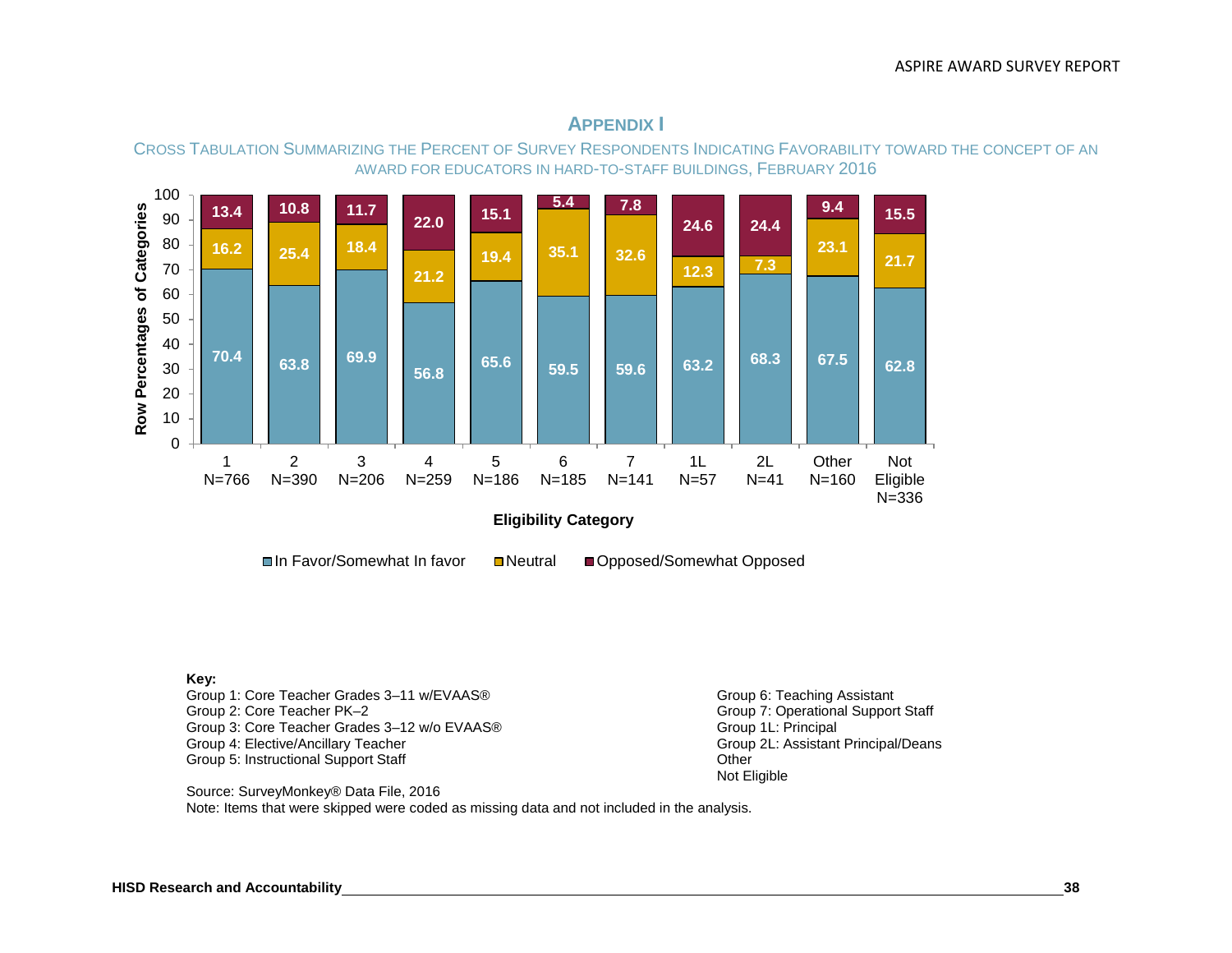# APPENDIX I

CROSS TABULATION SUMMARIZING THE PERCENT OF SURVEY RESPONDENTS INDICATING FAVORABILITY TOWARD THE CONCEPT OF AN AWARD FOR EDUCATORS IN HARD-TO-STAFF BUILDINGS, FEBRUARY 2016

Row Percentages of Categories

100
90
80
70
60
50
40
30
20
10
0

13.4
16.2
70.4

10.8
25.4
63.8

11.7
18.4
69.9

22.0
21.2
56.8

15.1
19.4
65.6

5.4
35.1
59.5

7.8
32.6
59.6

24.6
12.3
63.2

24.4
7.3
68.3

9.4
23.1
67.5

15.5
21.7
62.8

1 N=766
2 N=390
3 N=206
4 N=259
5 N=186
6 N=185
7 N=141
1L N=57
2L N=41
Other N=160
Not Eligible N=336

Eligibility Category

In Favor/Somewhat In favor
Neutral
Opposed/Somewhat Opposed

**Key:**

Group 1: Core Teacher Grades 3–11 w/EVAAS®
Group 2: Core Teacher PK–2
Group 3: Core Teacher Grades 3–12 w/o EVAAS®
Group 4: Elective/Ancillary Teacher
Group 5: Instructional Support Staff
Group 6: Teaching Assistant
Group 7: Operational Support Staff
Group 1L: Principal
Group 2L: Assistant Principal/Deans
Other
Not Eligible

Source: SurveyMonkey® Data File, 2016
Note: Items that were skipped were coded as missing data and not included in the analysis.